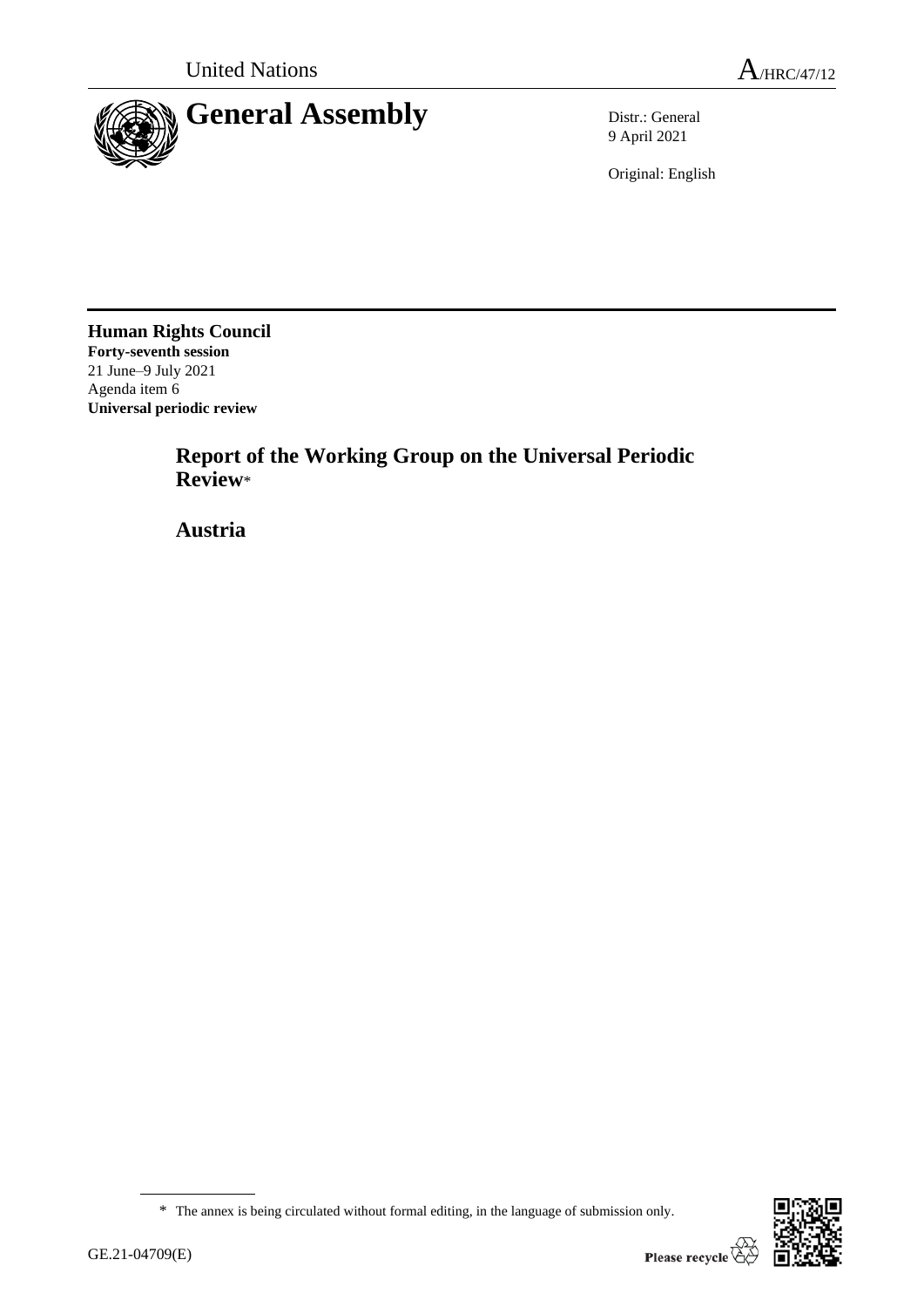United Nations A/HRC/47/12

# General Assembly

Distr.: General
9 April 2021

Original: English

**Human Rights Council**
**Forty-seventh session**
21 June–9 July 2021
Agenda item 6
**Universal periodic review**

## Report of the Working Group on the Universal Periodic Review*

## Austria

\* The annex is being circulated without formal editing, in the language of submission only.

GE.21-04709(E)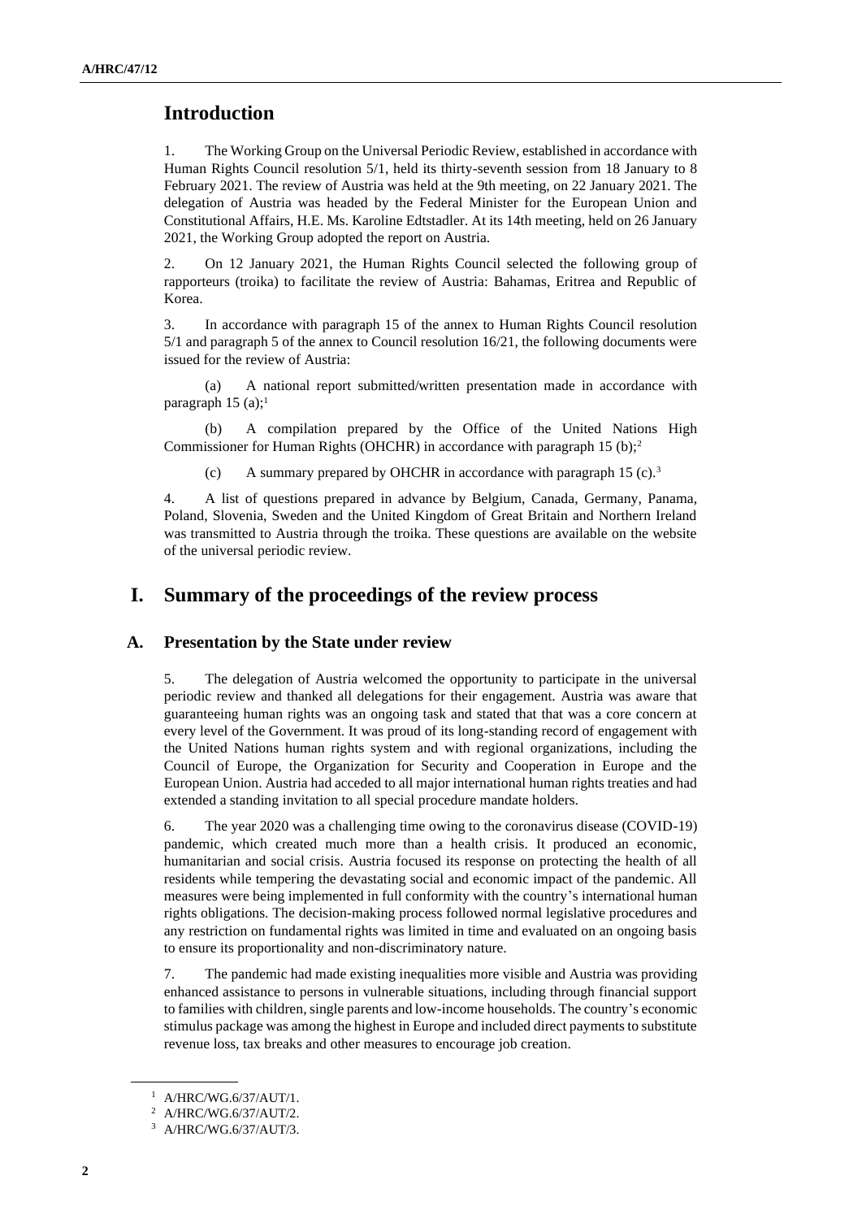# Introduction

1. The Working Group on the Universal Periodic Review, established in accordance with Human Rights Council resolution 5/1, held its thirty-seventh session from 18 January to 8 February 2021. The review of Austria was held at the 9th meeting, on 22 January 2021. The delegation of Austria was headed by the Federal Minister for the European Union and Constitutional Affairs, H.E. Ms. Karoline Edtstadler. At its 14th meeting, held on 26 January 2021, the Working Group adopted the report on Austria.

2. On 12 January 2021, the Human Rights Council selected the following group of rapporteurs (troika) to facilitate the review of Austria: Bahamas, Eritrea and Republic of Korea.

3. In accordance with paragraph 15 of the annex to Human Rights Council resolution 5/1 and paragraph 5 of the annex to Council resolution 16/21, the following documents were issued for the review of Austria:

(a) A national report submitted/written presentation made in accordance with paragraph 15 (a);[1]

(b) A compilation prepared by the Office of the United Nations High Commissioner for Human Rights (OHCHR) in accordance with paragraph 15 (b);[2]

(c) A summary prepared by OHCHR in accordance with paragraph 15 (c).[3]

4. A list of questions prepared in advance by Belgium, Canada, Germany, Panama, Poland, Slovenia, Sweden and the United Kingdom of Great Britain and Northern Ireland was transmitted to Austria through the troika. These questions are available on the website of the universal periodic review.

# I. Summary of the proceedings of the review process

## A. Presentation by the State under review

5. The delegation of Austria welcomed the opportunity to participate in the universal periodic review and thanked all delegations for their engagement. Austria was aware that guaranteeing human rights was an ongoing task and stated that that was a core concern at every level of the Government. It was proud of its long-standing record of engagement with the United Nations human rights system and with regional organizations, including the Council of Europe, the Organization for Security and Cooperation in Europe and the European Union. Austria had acceded to all major international human rights treaties and had extended a standing invitation to all special procedure mandate holders.

6. The year 2020 was a challenging time owing to the coronavirus disease (COVID-19) pandemic, which created much more than a health crisis. It produced an economic, humanitarian and social crisis. Austria focused its response on protecting the health of all residents while tempering the devastating social and economic impact of the pandemic. All measures were being implemented in full conformity with the country's international human rights obligations. The decision-making process followed normal legislative procedures and any restriction on fundamental rights was limited in time and evaluated on an ongoing basis to ensure its proportionality and non-discriminatory nature.

7. The pandemic had made existing inequalities more visible and Austria was providing enhanced assistance to persons in vulnerable situations, including through financial support to families with children, single parents and low-income households. The country's economic stimulus package was among the highest in Europe and included direct payments to substitute revenue loss, tax breaks and other measures to encourage job creation.

---

[1] A/HRC/WG.6/37/AUT/1.

[2] A/HRC/WG.6/37/AUT/2.

[3] A/HRC/WG.6/37/AUT/3.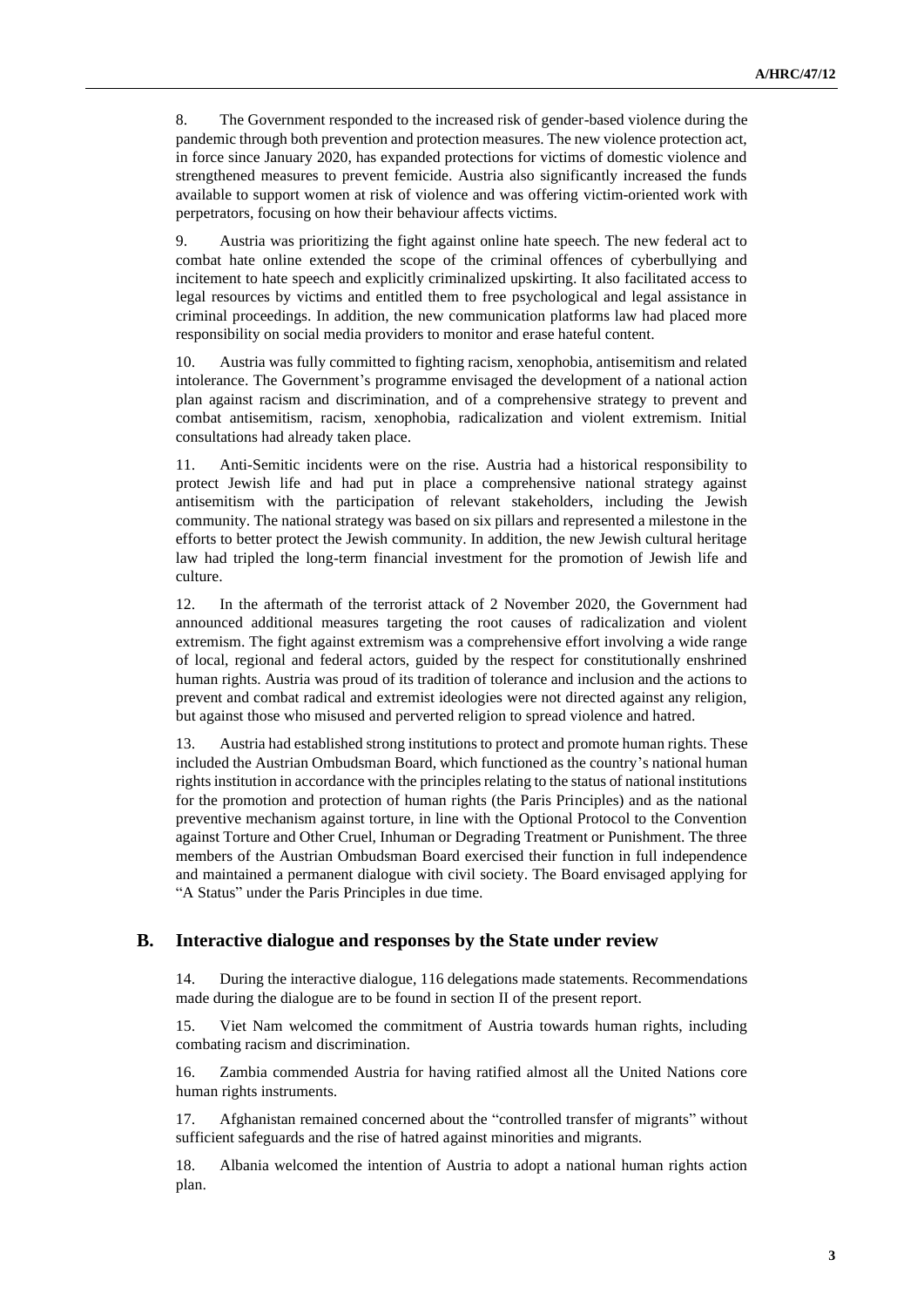8. The Government responded to the increased risk of gender-based violence during the pandemic through both prevention and protection measures. The new violence protection act, in force since January 2020, has expanded protections for victims of domestic violence and strengthened measures to prevent femicide. Austria also significantly increased the funds available to support women at risk of violence and was offering victim-oriented work with perpetrators, focusing on how their behaviour affects victims.

9. Austria was prioritizing the fight against online hate speech. The new federal act to combat hate online extended the scope of the criminal offences of cyberbullying and incitement to hate speech and explicitly criminalized upskirting. It also facilitated access to legal resources by victims and entitled them to free psychological and legal assistance in criminal proceedings. In addition, the new communication platforms law had placed more responsibility on social media providers to monitor and erase hateful content.

10. Austria was fully committed to fighting racism, xenophobia, antisemitism and related intolerance. The Government's programme envisaged the development of a national action plan against racism and discrimination, and of a comprehensive strategy to prevent and combat antisemitism, racism, xenophobia, radicalization and violent extremism. Initial consultations had already taken place.

11. Anti-Semitic incidents were on the rise. Austria had a historical responsibility to protect Jewish life and had put in place a comprehensive national strategy against antisemitism with the participation of relevant stakeholders, including the Jewish community. The national strategy was based on six pillars and represented a milestone in the efforts to better protect the Jewish community. In addition, the new Jewish cultural heritage law had tripled the long-term financial investment for the promotion of Jewish life and culture.

12. In the aftermath of the terrorist attack of 2 November 2020, the Government had announced additional measures targeting the root causes of radicalization and violent extremism. The fight against extremism was a comprehensive effort involving a wide range of local, regional and federal actors, guided by the respect for constitutionally enshrined human rights. Austria was proud of its tradition of tolerance and inclusion and the actions to prevent and combat radical and extremist ideologies were not directed against any religion, but against those who misused and perverted religion to spread violence and hatred.

13. Austria had established strong institutions to protect and promote human rights. These included the Austrian Ombudsman Board, which functioned as the country's national human rights institution in accordance with the principles relating to the status of national institutions for the promotion and protection of human rights (the Paris Principles) and as the national preventive mechanism against torture, in line with the Optional Protocol to the Convention against Torture and Other Cruel, Inhuman or Degrading Treatment or Punishment. The three members of the Austrian Ombudsman Board exercised their function in full independence and maintained a permanent dialogue with civil society. The Board envisaged applying for "A Status" under the Paris Principles in due time.

## B. Interactive dialogue and responses by the State under review

14. During the interactive dialogue, 116 delegations made statements. Recommendations made during the dialogue are to be found in section II of the present report.

15. Viet Nam welcomed the commitment of Austria towards human rights, including combating racism and discrimination.

16. Zambia commended Austria for having ratified almost all the United Nations core human rights instruments.

17. Afghanistan remained concerned about the "controlled transfer of migrants" without sufficient safeguards and the rise of hatred against minorities and migrants.

18. Albania welcomed the intention of Austria to adopt a national human rights action plan.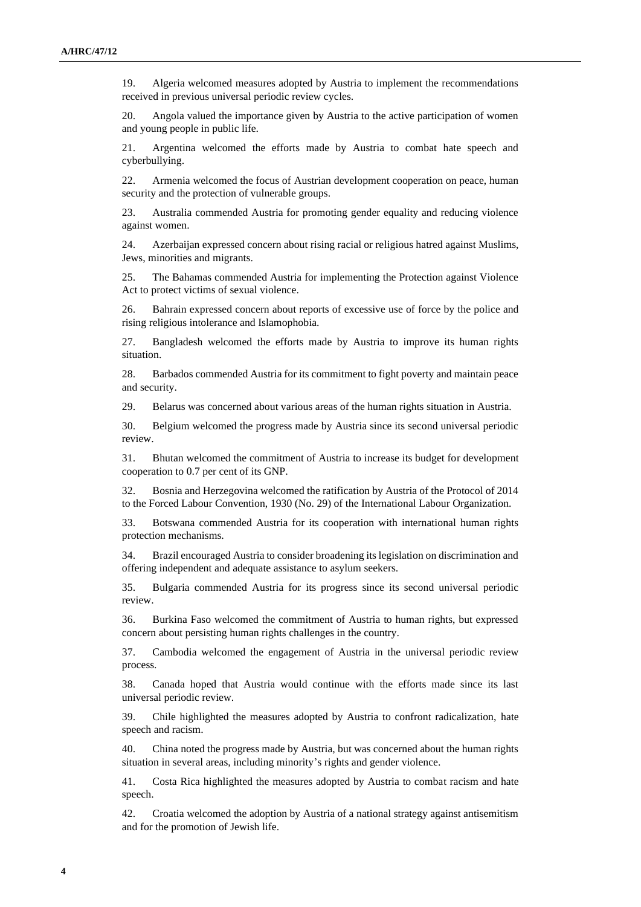19. Algeria welcomed measures adopted by Austria to implement the recommendations received in previous universal periodic review cycles.

20. Angola valued the importance given by Austria to the active participation of women and young people in public life.

21. Argentina welcomed the efforts made by Austria to combat hate speech and cyberbullying.

22. Armenia welcomed the focus of Austrian development cooperation on peace, human security and the protection of vulnerable groups.

23. Australia commended Austria for promoting gender equality and reducing violence against women.

24. Azerbaijan expressed concern about rising racial or religious hatred against Muslims, Jews, minorities and migrants.

25. The Bahamas commended Austria for implementing the Protection against Violence Act to protect victims of sexual violence.

26. Bahrain expressed concern about reports of excessive use of force by the police and rising religious intolerance and Islamophobia.

27. Bangladesh welcomed the efforts made by Austria to improve its human rights situation.

28. Barbados commended Austria for its commitment to fight poverty and maintain peace and security.

29. Belarus was concerned about various areas of the human rights situation in Austria.

30. Belgium welcomed the progress made by Austria since its second universal periodic review.

31. Bhutan welcomed the commitment of Austria to increase its budget for development cooperation to 0.7 per cent of its GNP.

32. Bosnia and Herzegovina welcomed the ratification by Austria of the Protocol of 2014 to the Forced Labour Convention, 1930 (No. 29) of the International Labour Organization.

33. Botswana commended Austria for its cooperation with international human rights protection mechanisms.

34. Brazil encouraged Austria to consider broadening its legislation on discrimination and offering independent and adequate assistance to asylum seekers.

35. Bulgaria commended Austria for its progress since its second universal periodic review.

36. Burkina Faso welcomed the commitment of Austria to human rights, but expressed concern about persisting human rights challenges in the country.

37. Cambodia welcomed the engagement of Austria in the universal periodic review process.

38. Canada hoped that Austria would continue with the efforts made since its last universal periodic review.

39. Chile highlighted the measures adopted by Austria to confront radicalization, hate speech and racism.

40. China noted the progress made by Austria, but was concerned about the human rights situation in several areas, including minority's rights and gender violence.

41. Costa Rica highlighted the measures adopted by Austria to combat racism and hate speech.

42. Croatia welcomed the adoption by Austria of a national strategy against antisemitism and for the promotion of Jewish life.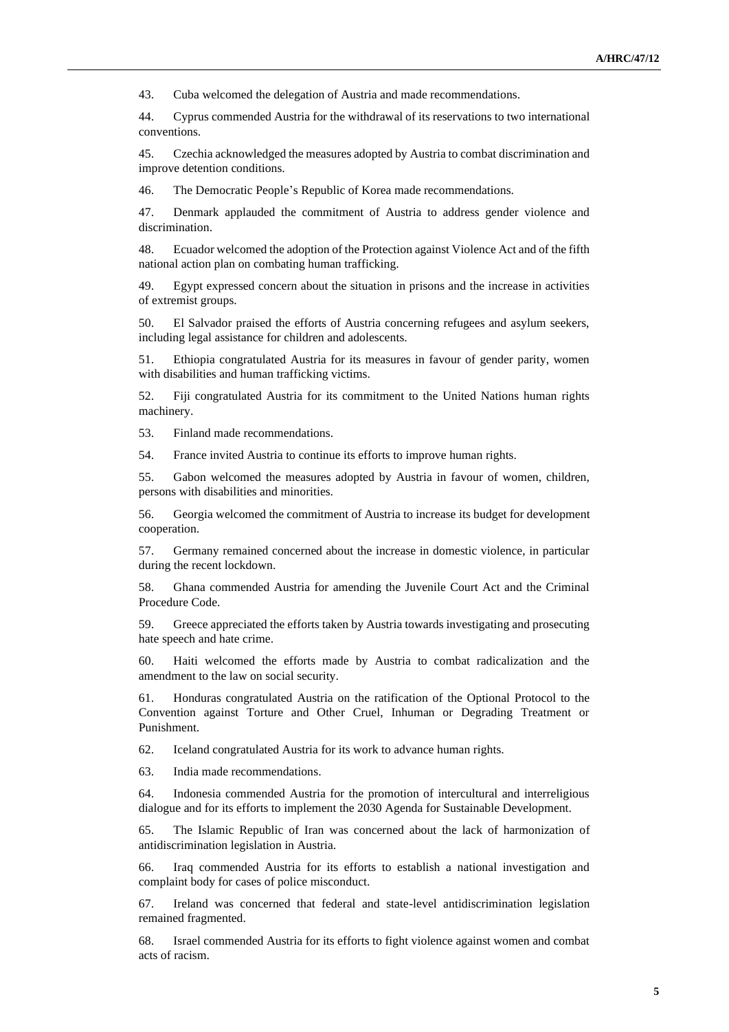43. Cuba welcomed the delegation of Austria and made recommendations.

44. Cyprus commended Austria for the withdrawal of its reservations to two international conventions.

45. Czechia acknowledged the measures adopted by Austria to combat discrimination and improve detention conditions.

46. The Democratic People's Republic of Korea made recommendations.

47. Denmark applauded the commitment of Austria to address gender violence and discrimination.

48. Ecuador welcomed the adoption of the Protection against Violence Act and of the fifth national action plan on combating human trafficking.

49. Egypt expressed concern about the situation in prisons and the increase in activities of extremist groups.

50. El Salvador praised the efforts of Austria concerning refugees and asylum seekers, including legal assistance for children and adolescents.

51. Ethiopia congratulated Austria for its measures in favour of gender parity, women with disabilities and human trafficking victims.

52. Fiji congratulated Austria for its commitment to the United Nations human rights machinery.

53. Finland made recommendations.

54. France invited Austria to continue its efforts to improve human rights.

55. Gabon welcomed the measures adopted by Austria in favour of women, children, persons with disabilities and minorities.

56. Georgia welcomed the commitment of Austria to increase its budget for development cooperation.

57. Germany remained concerned about the increase in domestic violence, in particular during the recent lockdown.

58. Ghana commended Austria for amending the Juvenile Court Act and the Criminal Procedure Code.

59. Greece appreciated the efforts taken by Austria towards investigating and prosecuting hate speech and hate crime.

60. Haiti welcomed the efforts made by Austria to combat radicalization and the amendment to the law on social security.

61. Honduras congratulated Austria on the ratification of the Optional Protocol to the Convention against Torture and Other Cruel, Inhuman or Degrading Treatment or Punishment.

62. Iceland congratulated Austria for its work to advance human rights.

63. India made recommendations.

64. Indonesia commended Austria for the promotion of intercultural and interreligious dialogue and for its efforts to implement the 2030 Agenda for Sustainable Development.

65. The Islamic Republic of Iran was concerned about the lack of harmonization of antidiscrimination legislation in Austria.

66. Iraq commended Austria for its efforts to establish a national investigation and complaint body for cases of police misconduct.

67. Ireland was concerned that federal and state-level antidiscrimination legislation remained fragmented.

68. Israel commended Austria for its efforts to fight violence against women and combat acts of racism.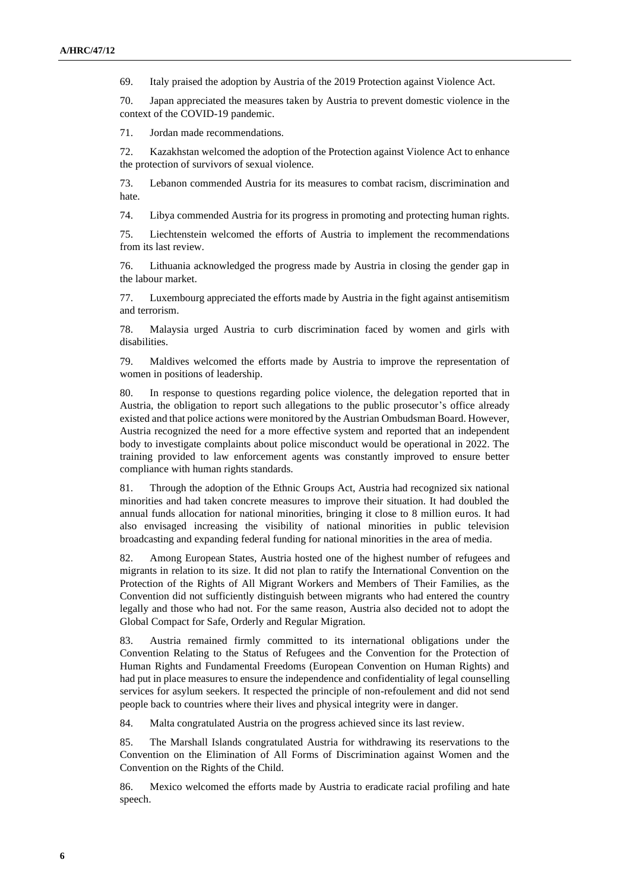69. Italy praised the adoption by Austria of the 2019 Protection against Violence Act.

70. Japan appreciated the measures taken by Austria to prevent domestic violence in the context of the COVID-19 pandemic.

71. Jordan made recommendations.

72. Kazakhstan welcomed the adoption of the Protection against Violence Act to enhance the protection of survivors of sexual violence.

73. Lebanon commended Austria for its measures to combat racism, discrimination and hate.

74. Libya commended Austria for its progress in promoting and protecting human rights.

75. Liechtenstein welcomed the efforts of Austria to implement the recommendations from its last review.

76. Lithuania acknowledged the progress made by Austria in closing the gender gap in the labour market.

77. Luxembourg appreciated the efforts made by Austria in the fight against antisemitism and terrorism.

78. Malaysia urged Austria to curb discrimination faced by women and girls with disabilities.

79. Maldives welcomed the efforts made by Austria to improve the representation of women in positions of leadership.

80. In response to questions regarding police violence, the delegation reported that in Austria, the obligation to report such allegations to the public prosecutor's office already existed and that police actions were monitored by the Austrian Ombudsman Board. However, Austria recognized the need for a more effective system and reported that an independent body to investigate complaints about police misconduct would be operational in 2022. The training provided to law enforcement agents was constantly improved to ensure better compliance with human rights standards.

81. Through the adoption of the Ethnic Groups Act, Austria had recognized six national minorities and had taken concrete measures to improve their situation. It had doubled the annual funds allocation for national minorities, bringing it close to 8 million euros. It had also envisaged increasing the visibility of national minorities in public television broadcasting and expanding federal funding for national minorities in the area of media.

82. Among European States, Austria hosted one of the highest number of refugees and migrants in relation to its size. It did not plan to ratify the International Convention on the Protection of the Rights of All Migrant Workers and Members of Their Families, as the Convention did not sufficiently distinguish between migrants who had entered the country legally and those who had not. For the same reason, Austria also decided not to adopt the Global Compact for Safe, Orderly and Regular Migration.

83. Austria remained firmly committed to its international obligations under the Convention Relating to the Status of Refugees and the Convention for the Protection of Human Rights and Fundamental Freedoms (European Convention on Human Rights) and had put in place measures to ensure the independence and confidentiality of legal counselling services for asylum seekers. It respected the principle of non-refoulement and did not send people back to countries where their lives and physical integrity were in danger.

84. Malta congratulated Austria on the progress achieved since its last review.

85. The Marshall Islands congratulated Austria for withdrawing its reservations to the Convention on the Elimination of All Forms of Discrimination against Women and the Convention on the Rights of the Child.

86. Mexico welcomed the efforts made by Austria to eradicate racial profiling and hate speech.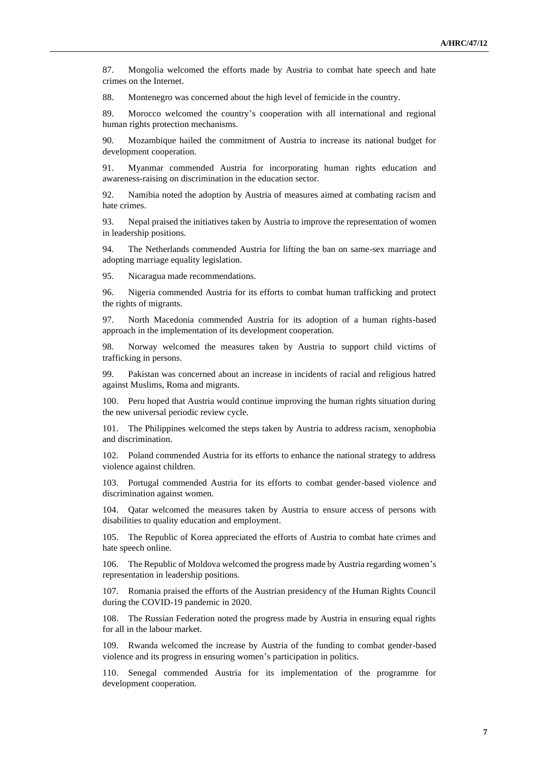87. Mongolia welcomed the efforts made by Austria to combat hate speech and hate crimes on the Internet.

88. Montenegro was concerned about the high level of femicide in the country.

89. Morocco welcomed the country's cooperation with all international and regional human rights protection mechanisms.

90. Mozambique hailed the commitment of Austria to increase its national budget for development cooperation.

91. Myanmar commended Austria for incorporating human rights education and awareness-raising on discrimination in the education sector.

92. Namibia noted the adoption by Austria of measures aimed at combating racism and hate crimes.

93. Nepal praised the initiatives taken by Austria to improve the representation of women in leadership positions.

94. The Netherlands commended Austria for lifting the ban on same-sex marriage and adopting marriage equality legislation.

95. Nicaragua made recommendations.

96. Nigeria commended Austria for its efforts to combat human trafficking and protect the rights of migrants.

97. North Macedonia commended Austria for its adoption of a human rights-based approach in the implementation of its development cooperation.

98. Norway welcomed the measures taken by Austria to support child victims of trafficking in persons.

99. Pakistan was concerned about an increase in incidents of racial and religious hatred against Muslims, Roma and migrants.

100. Peru hoped that Austria would continue improving the human rights situation during the new universal periodic review cycle.

101. The Philippines welcomed the steps taken by Austria to address racism, xenophobia and discrimination.

102. Poland commended Austria for its efforts to enhance the national strategy to address violence against children.

103. Portugal commended Austria for its efforts to combat gender-based violence and discrimination against women.

104. Qatar welcomed the measures taken by Austria to ensure access of persons with disabilities to quality education and employment.

105. The Republic of Korea appreciated the efforts of Austria to combat hate crimes and hate speech online.

106. The Republic of Moldova welcomed the progress made by Austria regarding women's representation in leadership positions.

107. Romania praised the efforts of the Austrian presidency of the Human Rights Council during the COVID-19 pandemic in 2020.

108. The Russian Federation noted the progress made by Austria in ensuring equal rights for all in the labour market.

109. Rwanda welcomed the increase by Austria of the funding to combat gender-based violence and its progress in ensuring women's participation in politics.

110. Senegal commended Austria for its implementation of the programme for development cooperation.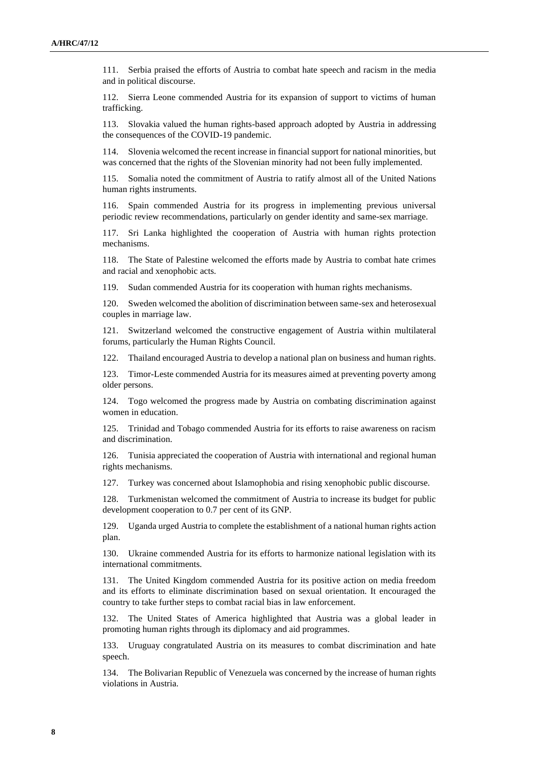111. Serbia praised the efforts of Austria to combat hate speech and racism in the media and in political discourse.

112. Sierra Leone commended Austria for its expansion of support to victims of human trafficking.

113. Slovakia valued the human rights-based approach adopted by Austria in addressing the consequences of the COVID-19 pandemic.

114. Slovenia welcomed the recent increase in financial support for national minorities, but was concerned that the rights of the Slovenian minority had not been fully implemented.

115. Somalia noted the commitment of Austria to ratify almost all of the United Nations human rights instruments.

116. Spain commended Austria for its progress in implementing previous universal periodic review recommendations, particularly on gender identity and same-sex marriage.

117. Sri Lanka highlighted the cooperation of Austria with human rights protection mechanisms.

118. The State of Palestine welcomed the efforts made by Austria to combat hate crimes and racial and xenophobic acts.

119. Sudan commended Austria for its cooperation with human rights mechanisms.

120. Sweden welcomed the abolition of discrimination between same-sex and heterosexual couples in marriage law.

121. Switzerland welcomed the constructive engagement of Austria within multilateral forums, particularly the Human Rights Council.

122. Thailand encouraged Austria to develop a national plan on business and human rights.

123. Timor-Leste commended Austria for its measures aimed at preventing poverty among older persons.

124. Togo welcomed the progress made by Austria on combating discrimination against women in education.

125. Trinidad and Tobago commended Austria for its efforts to raise awareness on racism and discrimination.

126. Tunisia appreciated the cooperation of Austria with international and regional human rights mechanisms.

127. Turkey was concerned about Islamophobia and rising xenophobic public discourse.

128. Turkmenistan welcomed the commitment of Austria to increase its budget for public development cooperation to 0.7 per cent of its GNP.

129. Uganda urged Austria to complete the establishment of a national human rights action plan.

130. Ukraine commended Austria for its efforts to harmonize national legislation with its international commitments.

131. The United Kingdom commended Austria for its positive action on media freedom and its efforts to eliminate discrimination based on sexual orientation. It encouraged the country to take further steps to combat racial bias in law enforcement.

132. The United States of America highlighted that Austria was a global leader in promoting human rights through its diplomacy and aid programmes.

133. Uruguay congratulated Austria on its measures to combat discrimination and hate speech.

134. The Bolivarian Republic of Venezuela was concerned by the increase of human rights violations in Austria.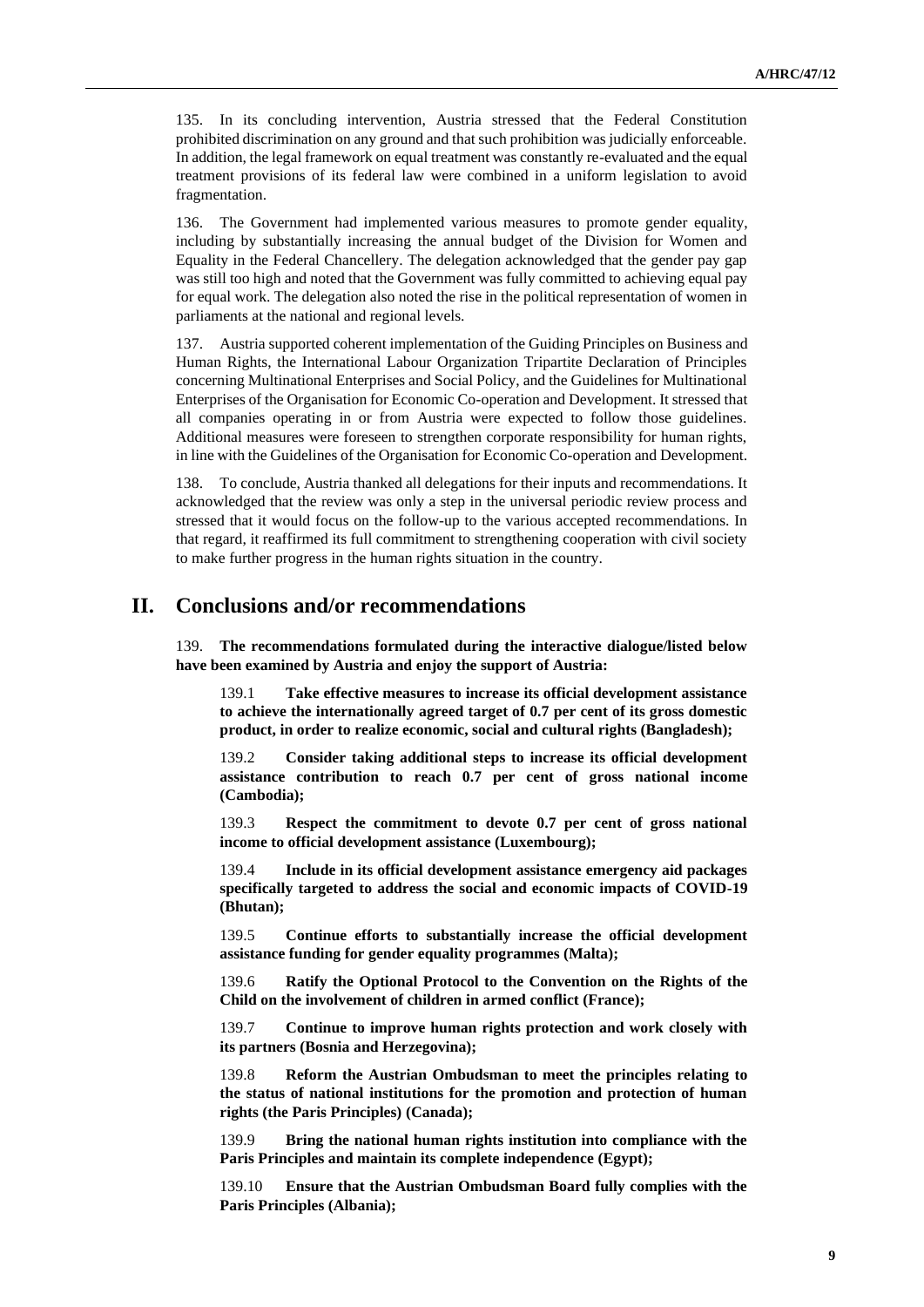135. In its concluding intervention, Austria stressed that the Federal Constitution prohibited discrimination on any ground and that such prohibition was judicially enforceable. In addition, the legal framework on equal treatment was constantly re-evaluated and the equal treatment provisions of its federal law were combined in a uniform legislation to avoid fragmentation.

136. The Government had implemented various measures to promote gender equality, including by substantially increasing the annual budget of the Division for Women and Equality in the Federal Chancellery. The delegation acknowledged that the gender pay gap was still too high and noted that the Government was fully committed to achieving equal pay for equal work. The delegation also noted the rise in the political representation of women in parliaments at the national and regional levels.

137. Austria supported coherent implementation of the Guiding Principles on Business and Human Rights, the International Labour Organization Tripartite Declaration of Principles concerning Multinational Enterprises and Social Policy, and the Guidelines for Multinational Enterprises of the Organisation for Economic Co-operation and Development. It stressed that all companies operating in or from Austria were expected to follow those guidelines. Additional measures were foreseen to strengthen corporate responsibility for human rights, in line with the Guidelines of the Organisation for Economic Co-operation and Development.

138. To conclude, Austria thanked all delegations for their inputs and recommendations. It acknowledged that the review was only a step in the universal periodic review process and stressed that it would focus on the follow-up to the various accepted recommendations. In that regard, it reaffirmed its full commitment to strengthening cooperation with civil society to make further progress in the human rights situation in the country.

# II. Conclusions and/or recommendations

139. **The recommendations formulated during the interactive dialogue/listed below have been examined by Austria and enjoy the support of Austria:**

139.1 **Take effective measures to increase its official development assistance to achieve the internationally agreed target of 0.7 per cent of its gross domestic product, in order to realize economic, social and cultural rights (Bangladesh);**

139.2 **Consider taking additional steps to increase its official development assistance contribution to reach 0.7 per cent of gross national income (Cambodia);**

139.3 **Respect the commitment to devote 0.7 per cent of gross national income to official development assistance (Luxembourg);**

139.4 **Include in its official development assistance emergency aid packages specifically targeted to address the social and economic impacts of COVID-19 (Bhutan);**

139.5 **Continue efforts to substantially increase the official development assistance funding for gender equality programmes (Malta);**

139.6 **Ratify the Optional Protocol to the Convention on the Rights of the Child on the involvement of children in armed conflict (France);**

139.7 **Continue to improve human rights protection and work closely with its partners (Bosnia and Herzegovina);**

139.8 **Reform the Austrian Ombudsman to meet the principles relating to the status of national institutions for the promotion and protection of human rights (the Paris Principles) (Canada);**

139.9 **Bring the national human rights institution into compliance with the Paris Principles and maintain its complete independence (Egypt);**

139.10 **Ensure that the Austrian Ombudsman Board fully complies with the Paris Principles (Albania);**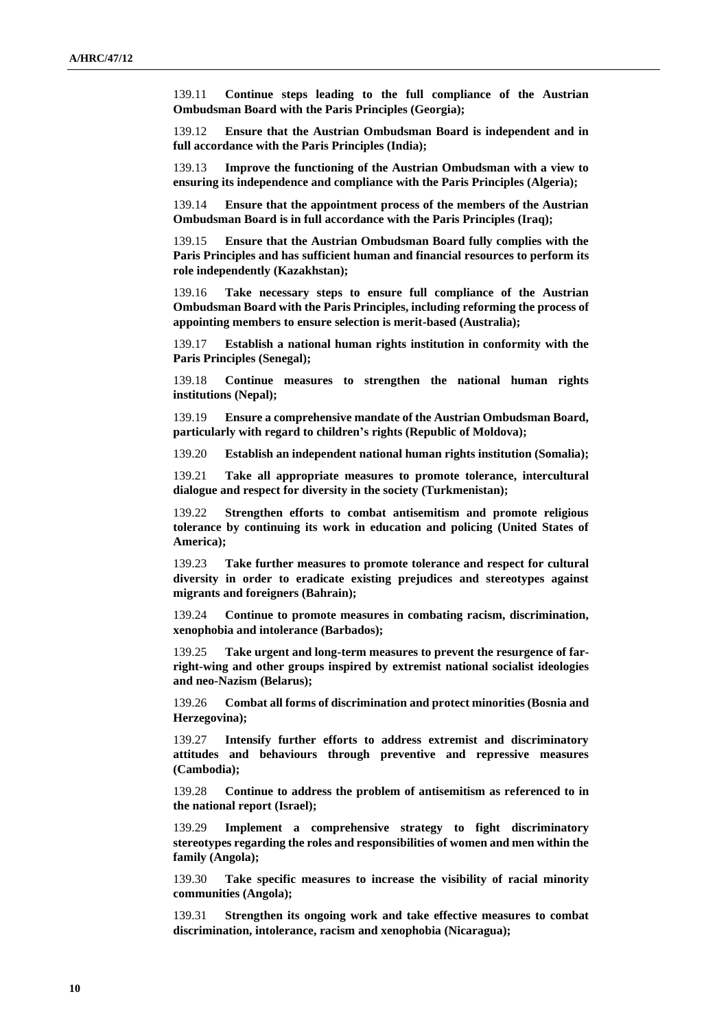139.11 **Continue steps leading to the full compliance of the Austrian Ombudsman Board with the Paris Principles (Georgia);**

139.12 **Ensure that the Austrian Ombudsman Board is independent and in full accordance with the Paris Principles (India);**

139.13 **Improve the functioning of the Austrian Ombudsman with a view to ensuring its independence and compliance with the Paris Principles (Algeria);**

139.14 **Ensure that the appointment process of the members of the Austrian Ombudsman Board is in full accordance with the Paris Principles (Iraq);**

139.15 **Ensure that the Austrian Ombudsman Board fully complies with the Paris Principles and has sufficient human and financial resources to perform its role independently (Kazakhstan);**

139.16 **Take necessary steps to ensure full compliance of the Austrian Ombudsman Board with the Paris Principles, including reforming the process of appointing members to ensure selection is merit-based (Australia);**

139.17 **Establish a national human rights institution in conformity with the Paris Principles (Senegal);**

139.18 **Continue measures to strengthen the national human rights institutions (Nepal);**

139.19 **Ensure a comprehensive mandate of the Austrian Ombudsman Board, particularly with regard to children's rights (Republic of Moldova);**

139.20 **Establish an independent national human rights institution (Somalia);**

139.21 **Take all appropriate measures to promote tolerance, intercultural dialogue and respect for diversity in the society (Turkmenistan);**

139.22 **Strengthen efforts to combat antisemitism and promote religious tolerance by continuing its work in education and policing (United States of America);**

139.23 **Take further measures to promote tolerance and respect for cultural diversity in order to eradicate existing prejudices and stereotypes against migrants and foreigners (Bahrain);**

139.24 **Continue to promote measures in combating racism, discrimination, xenophobia and intolerance (Barbados);**

139.25 **Take urgent and long-term measures to prevent the resurgence of far-right-wing and other groups inspired by extremist national socialist ideologies and neo-Nazism (Belarus);**

139.26 **Combat all forms of discrimination and protect minorities (Bosnia and Herzegovina);**

139.27 **Intensify further efforts to address extremist and discriminatory attitudes and behaviours through preventive and repressive measures (Cambodia);**

139.28 **Continue to address the problem of antisemitism as referenced to in the national report (Israel);**

139.29 **Implement a comprehensive strategy to fight discriminatory stereotypes regarding the roles and responsibilities of women and men within the family (Angola);**

139.30 **Take specific measures to increase the visibility of racial minority communities (Angola);**

139.31 **Strengthen its ongoing work and take effective measures to combat discrimination, intolerance, racism and xenophobia (Nicaragua);**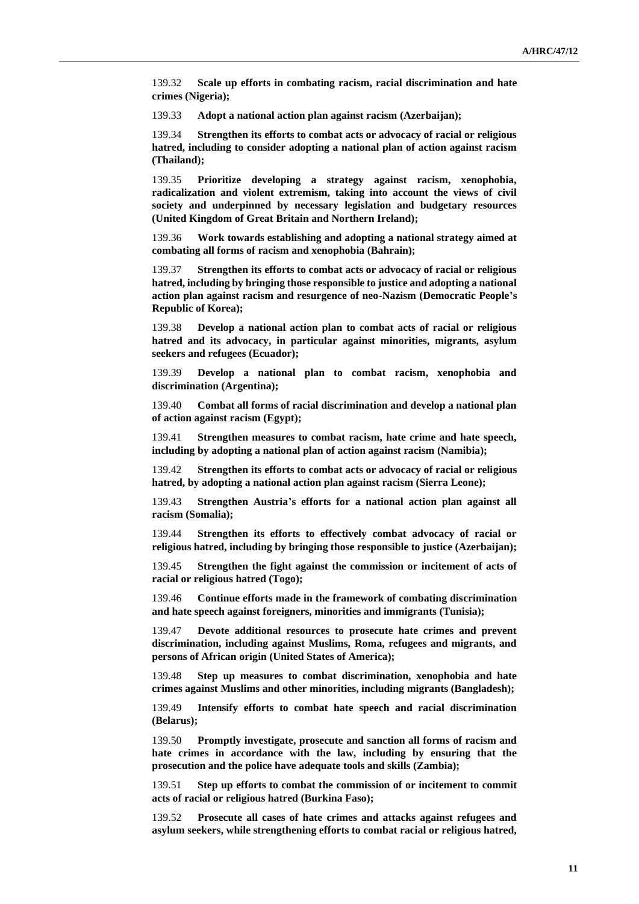139.32 **Scale up efforts in combating racism, racial discrimination and hate crimes (Nigeria);**

139.33 **Adopt a national action plan against racism (Azerbaijan);**

139.34 **Strengthen its efforts to combat acts or advocacy of racial or religious hatred, including to consider adopting a national plan of action against racism (Thailand);**

139.35 **Prioritize developing a strategy against racism, xenophobia, radicalization and violent extremism, taking into account the views of civil society and underpinned by necessary legislation and budgetary resources (United Kingdom of Great Britain and Northern Ireland);**

139.36 **Work towards establishing and adopting a national strategy aimed at combating all forms of racism and xenophobia (Bahrain);**

139.37 **Strengthen its efforts to combat acts or advocacy of racial or religious hatred, including by bringing those responsible to justice and adopting a national action plan against racism and resurgence of neo-Nazism (Democratic People's Republic of Korea);**

139.38 **Develop a national action plan to combat acts of racial or religious hatred and its advocacy, in particular against minorities, migrants, asylum seekers and refugees (Ecuador);**

139.39 **Develop a national plan to combat racism, xenophobia and discrimination (Argentina);**

139.40 **Combat all forms of racial discrimination and develop a national plan of action against racism (Egypt);**

139.41 **Strengthen measures to combat racism, hate crime and hate speech, including by adopting a national plan of action against racism (Namibia);**

139.42 **Strengthen its efforts to combat acts or advocacy of racial or religious hatred, by adopting a national action plan against racism (Sierra Leone);**

139.43 **Strengthen Austria's efforts for a national action plan against all racism (Somalia);**

139.44 **Strengthen its efforts to effectively combat advocacy of racial or religious hatred, including by bringing those responsible to justice (Azerbaijan);**

139.45 **Strengthen the fight against the commission or incitement of acts of racial or religious hatred (Togo);**

139.46 **Continue efforts made in the framework of combating discrimination and hate speech against foreigners, minorities and immigrants (Tunisia);**

139.47 **Devote additional resources to prosecute hate crimes and prevent discrimination, including against Muslims, Roma, refugees and migrants, and persons of African origin (United States of America);**

139.48 **Step up measures to combat discrimination, xenophobia and hate crimes against Muslims and other minorities, including migrants (Bangladesh);**

139.49 **Intensify efforts to combat hate speech and racial discrimination (Belarus);**

139.50 **Promptly investigate, prosecute and sanction all forms of racism and hate crimes in accordance with the law, including by ensuring that the prosecution and the police have adequate tools and skills (Zambia);**

139.51 **Step up efforts to combat the commission of or incitement to commit acts of racial or religious hatred (Burkina Faso);**

139.52 **Prosecute all cases of hate crimes and attacks against refugees and asylum seekers, while strengthening efforts to combat racial or religious hatred,**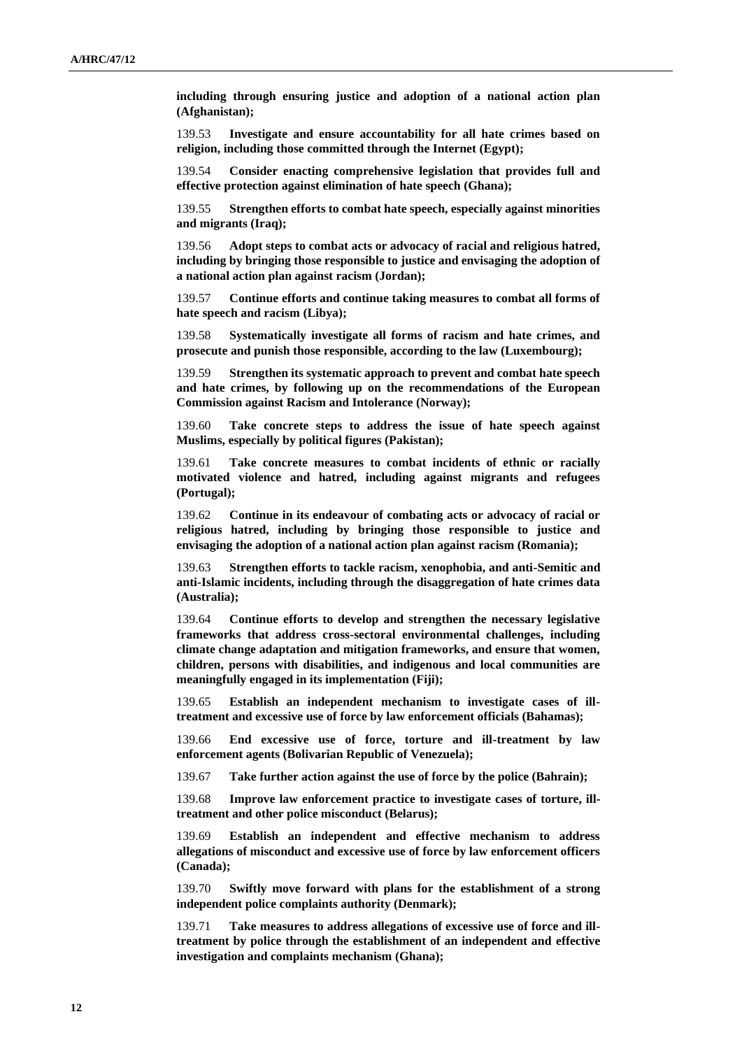**including through ensuring justice and adoption of a national action plan (Afghanistan);**

139.53 **Investigate and ensure accountability for all hate crimes based on religion, including those committed through the Internet (Egypt);**

139.54 **Consider enacting comprehensive legislation that provides full and effective protection against elimination of hate speech (Ghana);**

139.55 **Strengthen efforts to combat hate speech, especially against minorities and migrants (Iraq);**

139.56 **Adopt steps to combat acts or advocacy of racial and religious hatred, including by bringing those responsible to justice and envisaging the adoption of a national action plan against racism (Jordan);**

139.57 **Continue efforts and continue taking measures to combat all forms of hate speech and racism (Libya);**

139.58 **Systematically investigate all forms of racism and hate crimes, and prosecute and punish those responsible, according to the law (Luxembourg);**

139.59 **Strengthen its systematic approach to prevent and combat hate speech and hate crimes, by following up on the recommendations of the European Commission against Racism and Intolerance (Norway);**

139.60 **Take concrete steps to address the issue of hate speech against Muslims, especially by political figures (Pakistan);**

139.61 **Take concrete measures to combat incidents of ethnic or racially motivated violence and hatred, including against migrants and refugees (Portugal);**

139.62 **Continue in its endeavour of combating acts or advocacy of racial or religious hatred, including by bringing those responsible to justice and envisaging the adoption of a national action plan against racism (Romania);**

139.63 **Strengthen efforts to tackle racism, xenophobia, and anti-Semitic and anti-Islamic incidents, including through the disaggregation of hate crimes data (Australia);**

139.64 **Continue efforts to develop and strengthen the necessary legislative frameworks that address cross-sectoral environmental challenges, including climate change adaptation and mitigation frameworks, and ensure that women, children, persons with disabilities, and indigenous and local communities are meaningfully engaged in its implementation (Fiji);**

139.65 **Establish an independent mechanism to investigate cases of ill-treatment and excessive use of force by law enforcement officials (Bahamas);**

139.66 **End excessive use of force, torture and ill-treatment by law enforcement agents (Bolivarian Republic of Venezuela);**

139.67 **Take further action against the use of force by the police (Bahrain);**

139.68 **Improve law enforcement practice to investigate cases of torture, ill-treatment and other police misconduct (Belarus);**

139.69 **Establish an independent and effective mechanism to address allegations of misconduct and excessive use of force by law enforcement officers (Canada);**

139.70 **Swiftly move forward with plans for the establishment of a strong independent police complaints authority (Denmark);**

139.71 **Take measures to address allegations of excessive use of force and ill-treatment by police through the establishment of an independent and effective investigation and complaints mechanism (Ghana);**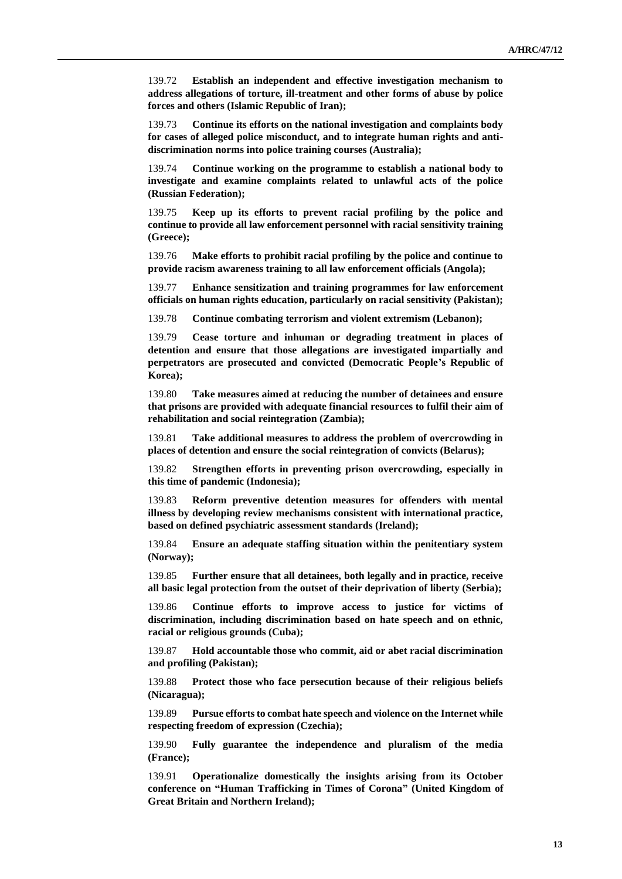139.72 **Establish an independent and effective investigation mechanism to address allegations of torture, ill-treatment and other forms of abuse by police forces and others (Islamic Republic of Iran);**

139.73 **Continue its efforts on the national investigation and complaints body for cases of alleged police misconduct, and to integrate human rights and anti-discrimination norms into police training courses (Australia);**

139.74 **Continue working on the programme to establish a national body to investigate and examine complaints related to unlawful acts of the police (Russian Federation);**

139.75 **Keep up its efforts to prevent racial profiling by the police and continue to provide all law enforcement personnel with racial sensitivity training (Greece);**

139.76 **Make efforts to prohibit racial profiling by the police and continue to provide racism awareness training to all law enforcement officials (Angola);**

139.77 **Enhance sensitization and training programmes for law enforcement officials on human rights education, particularly on racial sensitivity (Pakistan);**

139.78 **Continue combating terrorism and violent extremism (Lebanon);**

139.79 **Cease torture and inhuman or degrading treatment in places of detention and ensure that those allegations are investigated impartially and perpetrators are prosecuted and convicted (Democratic People's Republic of Korea);**

139.80 **Take measures aimed at reducing the number of detainees and ensure that prisons are provided with adequate financial resources to fulfil their aim of rehabilitation and social reintegration (Zambia);**

139.81 **Take additional measures to address the problem of overcrowding in places of detention and ensure the social reintegration of convicts (Belarus);**

139.82 **Strengthen efforts in preventing prison overcrowding, especially in this time of pandemic (Indonesia);**

139.83 **Reform preventive detention measures for offenders with mental illness by developing review mechanisms consistent with international practice, based on defined psychiatric assessment standards (Ireland);**

139.84 **Ensure an adequate staffing situation within the penitentiary system (Norway);**

139.85 **Further ensure that all detainees, both legally and in practice, receive all basic legal protection from the outset of their deprivation of liberty (Serbia);**

139.86 **Continue efforts to improve access to justice for victims of discrimination, including discrimination based on hate speech and on ethnic, racial or religious grounds (Cuba);**

139.87 **Hold accountable those who commit, aid or abet racial discrimination and profiling (Pakistan);**

139.88 **Protect those who face persecution because of their religious beliefs (Nicaragua);**

139.89 **Pursue efforts to combat hate speech and violence on the Internet while respecting freedom of expression (Czechia);**

139.90 **Fully guarantee the independence and pluralism of the media (France);**

139.91 **Operationalize domestically the insights arising from its October conference on "Human Trafficking in Times of Corona" (United Kingdom of Great Britain and Northern Ireland);**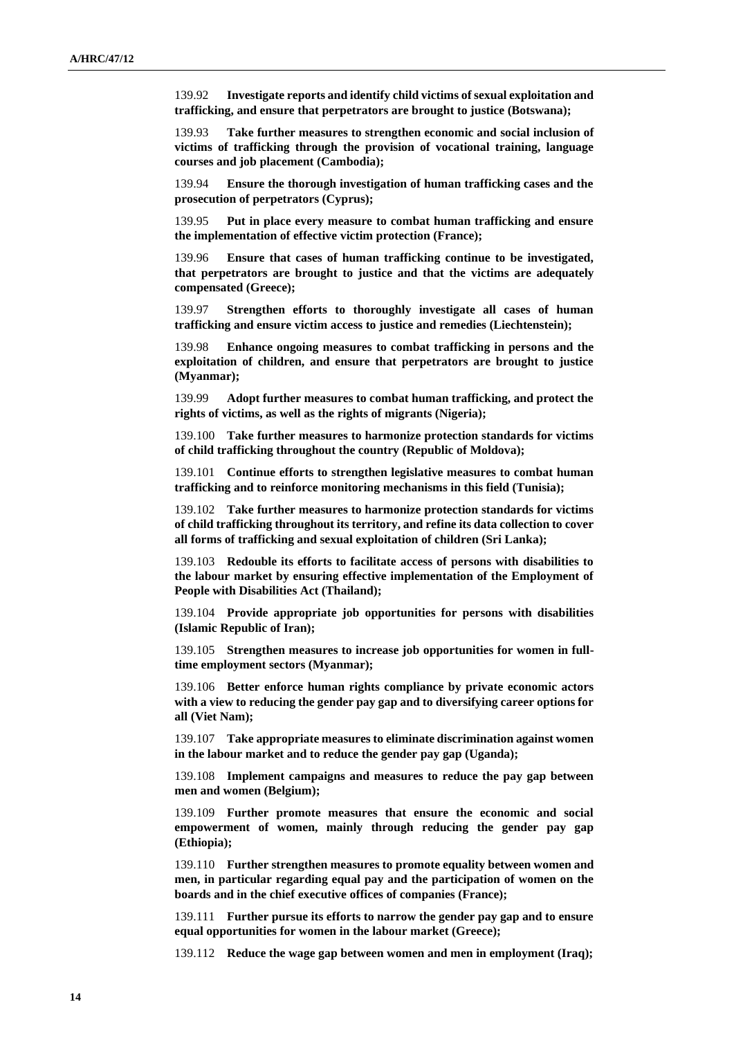139.92 **Investigate reports and identify child victims of sexual exploitation and trafficking, and ensure that perpetrators are brought to justice (Botswana);**

139.93 **Take further measures to strengthen economic and social inclusion of victims of trafficking through the provision of vocational training, language courses and job placement (Cambodia);**

139.94 **Ensure the thorough investigation of human trafficking cases and the prosecution of perpetrators (Cyprus);**

139.95 **Put in place every measure to combat human trafficking and ensure the implementation of effective victim protection (France);**

139.96 **Ensure that cases of human trafficking continue to be investigated, that perpetrators are brought to justice and that the victims are adequately compensated (Greece);**

139.97 **Strengthen efforts to thoroughly investigate all cases of human trafficking and ensure victim access to justice and remedies (Liechtenstein);**

139.98 **Enhance ongoing measures to combat trafficking in persons and the exploitation of children, and ensure that perpetrators are brought to justice (Myanmar);**

139.99 **Adopt further measures to combat human trafficking, and protect the rights of victims, as well as the rights of migrants (Nigeria);**

139.100 **Take further measures to harmonize protection standards for victims of child trafficking throughout the country (Republic of Moldova);**

139.101 **Continue efforts to strengthen legislative measures to combat human trafficking and to reinforce monitoring mechanisms in this field (Tunisia);**

139.102 **Take further measures to harmonize protection standards for victims of child trafficking throughout its territory, and refine its data collection to cover all forms of trafficking and sexual exploitation of children (Sri Lanka);**

139.103 **Redouble its efforts to facilitate access of persons with disabilities to the labour market by ensuring effective implementation of the Employment of People with Disabilities Act (Thailand);**

139.104 **Provide appropriate job opportunities for persons with disabilities (Islamic Republic of Iran);**

139.105 **Strengthen measures to increase job opportunities for women in full-time employment sectors (Myanmar);**

139.106 **Better enforce human rights compliance by private economic actors with a view to reducing the gender pay gap and to diversifying career options for all (Viet Nam);**

139.107 **Take appropriate measures to eliminate discrimination against women in the labour market and to reduce the gender pay gap (Uganda);**

139.108 **Implement campaigns and measures to reduce the pay gap between men and women (Belgium);**

139.109 **Further promote measures that ensure the economic and social empowerment of women, mainly through reducing the gender pay gap (Ethiopia);**

139.110 **Further strengthen measures to promote equality between women and men, in particular regarding equal pay and the participation of women on the boards and in the chief executive offices of companies (France);**

139.111 **Further pursue its efforts to narrow the gender pay gap and to ensure equal opportunities for women in the labour market (Greece);**

139.112 **Reduce the wage gap between women and men in employment (Iraq);**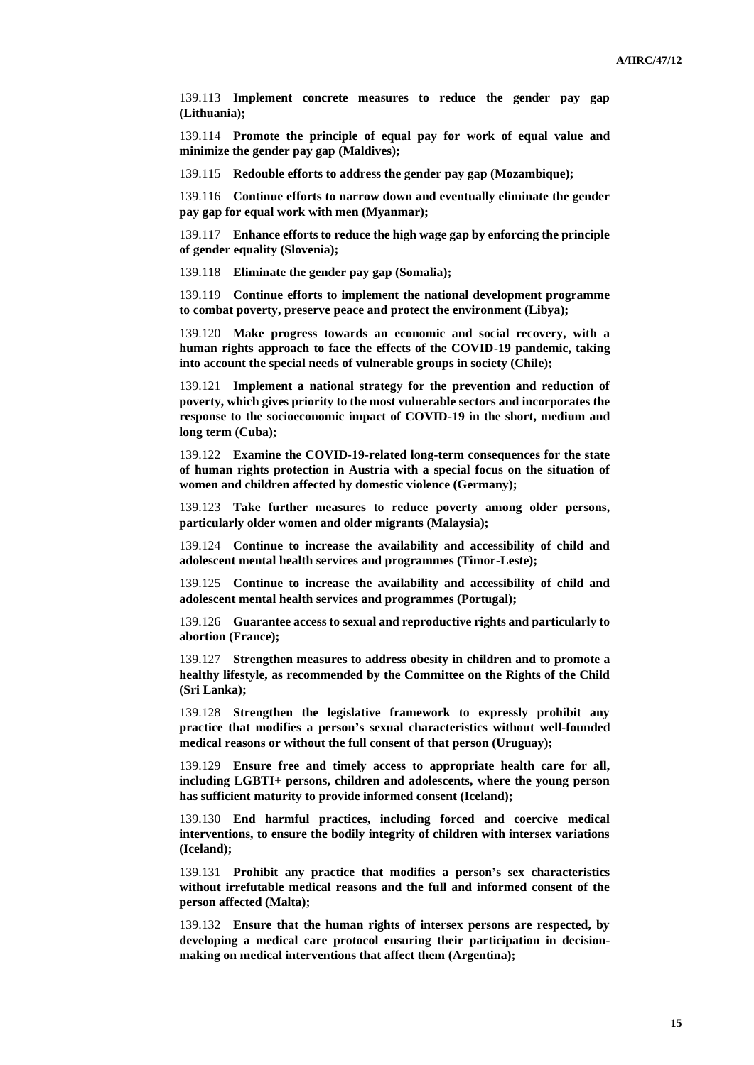139.113 **Implement concrete measures to reduce the gender pay gap (Lithuania);**

139.114 **Promote the principle of equal pay for work of equal value and minimize the gender pay gap (Maldives);**

139.115 **Redouble efforts to address the gender pay gap (Mozambique);**

139.116 **Continue efforts to narrow down and eventually eliminate the gender pay gap for equal work with men (Myanmar);**

139.117 **Enhance efforts to reduce the high wage gap by enforcing the principle of gender equality (Slovenia);**

139.118 **Eliminate the gender pay gap (Somalia);**

139.119 **Continue efforts to implement the national development programme to combat poverty, preserve peace and protect the environment (Libya);**

139.120 **Make progress towards an economic and social recovery, with a human rights approach to face the effects of the COVID-19 pandemic, taking into account the special needs of vulnerable groups in society (Chile);**

139.121 **Implement a national strategy for the prevention and reduction of poverty, which gives priority to the most vulnerable sectors and incorporates the response to the socioeconomic impact of COVID-19 in the short, medium and long term (Cuba);**

139.122 **Examine the COVID-19-related long-term consequences for the state of human rights protection in Austria with a special focus on the situation of women and children affected by domestic violence (Germany);**

139.123 **Take further measures to reduce poverty among older persons, particularly older women and older migrants (Malaysia);**

139.124 **Continue to increase the availability and accessibility of child and adolescent mental health services and programmes (Timor-Leste);**

139.125 **Continue to increase the availability and accessibility of child and adolescent mental health services and programmes (Portugal);**

139.126 **Guarantee access to sexual and reproductive rights and particularly to abortion (France);**

139.127 **Strengthen measures to address obesity in children and to promote a healthy lifestyle, as recommended by the Committee on the Rights of the Child (Sri Lanka);**

139.128 **Strengthen the legislative framework to expressly prohibit any practice that modifies a person's sexual characteristics without well-founded medical reasons or without the full consent of that person (Uruguay);**

139.129 **Ensure free and timely access to appropriate health care for all, including LGBTI+ persons, children and adolescents, where the young person has sufficient maturity to provide informed consent (Iceland);**

139.130 **End harmful practices, including forced and coercive medical interventions, to ensure the bodily integrity of children with intersex variations (Iceland);**

139.131 **Prohibit any practice that modifies a person's sex characteristics without irrefutable medical reasons and the full and informed consent of the person affected (Malta);**

139.132 **Ensure that the human rights of intersex persons are respected, by developing a medical care protocol ensuring their participation in decision-making on medical interventions that affect them (Argentina);**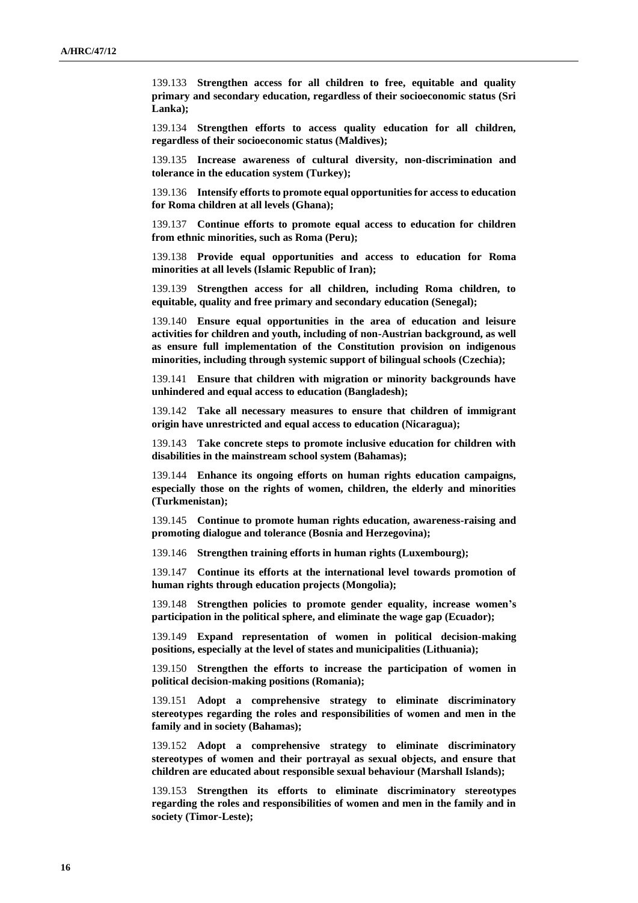139.133 **Strengthen access for all children to free, equitable and quality primary and secondary education, regardless of their socioeconomic status (Sri Lanka);**

139.134 **Strengthen efforts to access quality education for all children, regardless of their socioeconomic status (Maldives);**

139.135 **Increase awareness of cultural diversity, non-discrimination and tolerance in the education system (Turkey);**

139.136 **Intensify efforts to promote equal opportunities for access to education for Roma children at all levels (Ghana);**

139.137 **Continue efforts to promote equal access to education for children from ethnic minorities, such as Roma (Peru);**

139.138 **Provide equal opportunities and access to education for Roma minorities at all levels (Islamic Republic of Iran);**

139.139 **Strengthen access for all children, including Roma children, to equitable, quality and free primary and secondary education (Senegal);**

139.140 **Ensure equal opportunities in the area of education and leisure activities for children and youth, including of non-Austrian background, as well as ensure full implementation of the Constitution provision on indigenous minorities, including through systemic support of bilingual schools (Czechia);**

139.141 **Ensure that children with migration or minority backgrounds have unhindered and equal access to education (Bangladesh);**

139.142 **Take all necessary measures to ensure that children of immigrant origin have unrestricted and equal access to education (Nicaragua);**

139.143 **Take concrete steps to promote inclusive education for children with disabilities in the mainstream school system (Bahamas);**

139.144 **Enhance its ongoing efforts on human rights education campaigns, especially those on the rights of women, children, the elderly and minorities (Turkmenistan);**

139.145 **Continue to promote human rights education, awareness-raising and promoting dialogue and tolerance (Bosnia and Herzegovina);**

139.146 **Strengthen training efforts in human rights (Luxembourg);**

139.147 **Continue its efforts at the international level towards promotion of human rights through education projects (Mongolia);**

139.148 **Strengthen policies to promote gender equality, increase women's participation in the political sphere, and eliminate the wage gap (Ecuador);**

139.149 **Expand representation of women in political decision-making positions, especially at the level of states and municipalities (Lithuania);**

139.150 **Strengthen the efforts to increase the participation of women in political decision-making positions (Romania);**

139.151 **Adopt a comprehensive strategy to eliminate discriminatory stereotypes regarding the roles and responsibilities of women and men in the family and in society (Bahamas);**

139.152 **Adopt a comprehensive strategy to eliminate discriminatory stereotypes of women and their portrayal as sexual objects, and ensure that children are educated about responsible sexual behaviour (Marshall Islands);**

139.153 **Strengthen its efforts to eliminate discriminatory stereotypes regarding the roles and responsibilities of women and men in the family and in society (Timor-Leste);**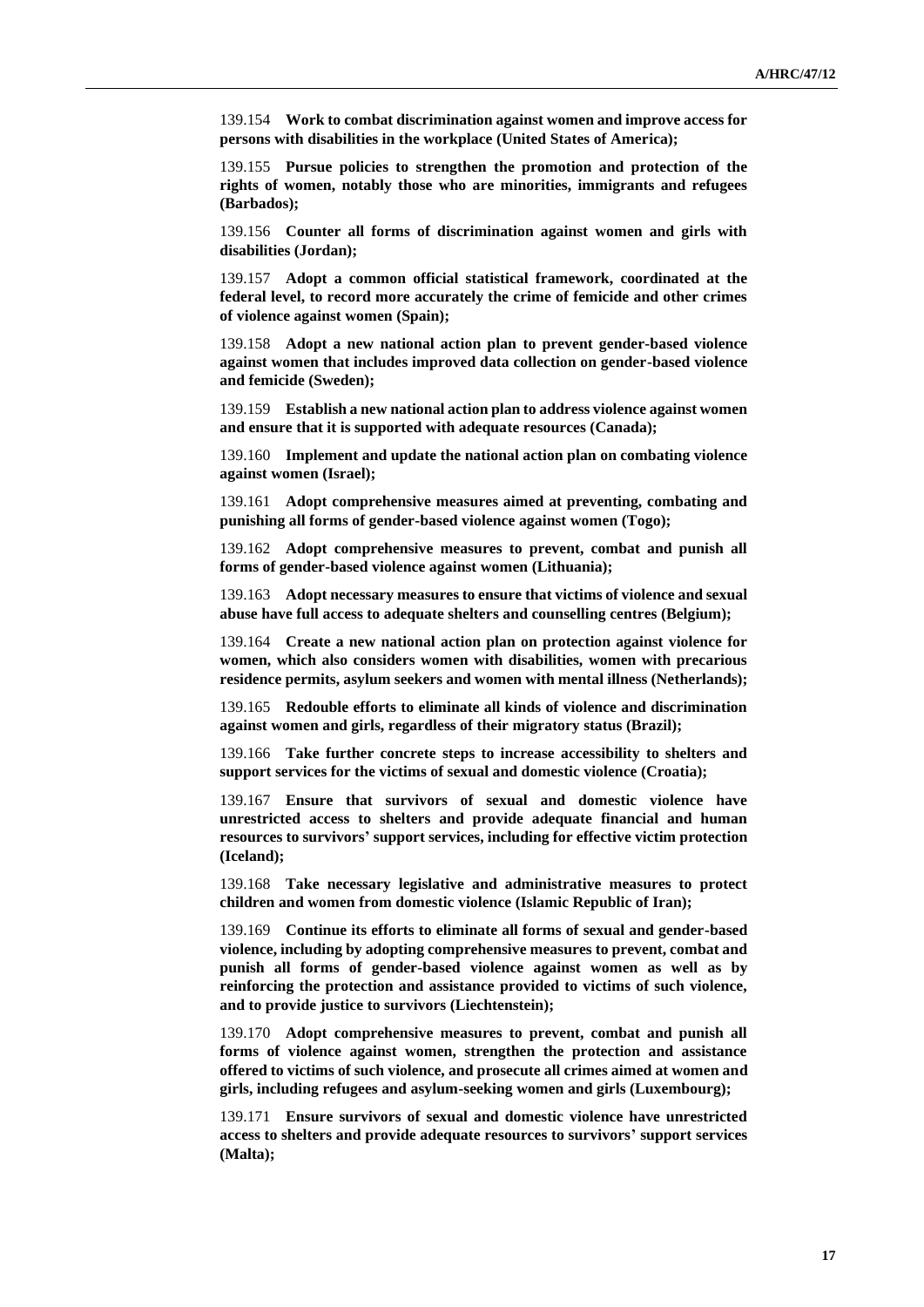139.154 **Work to combat discrimination against women and improve access for persons with disabilities in the workplace (United States of America);**

139.155 **Pursue policies to strengthen the promotion and protection of the rights of women, notably those who are minorities, immigrants and refugees (Barbados);**

139.156 **Counter all forms of discrimination against women and girls with disabilities (Jordan);**

139.157 **Adopt a common official statistical framework, coordinated at the federal level, to record more accurately the crime of femicide and other crimes of violence against women (Spain);**

139.158 **Adopt a new national action plan to prevent gender-based violence against women that includes improved data collection on gender-based violence and femicide (Sweden);**

139.159 **Establish a new national action plan to address violence against women and ensure that it is supported with adequate resources (Canada);**

139.160 **Implement and update the national action plan on combating violence against women (Israel);**

139.161 **Adopt comprehensive measures aimed at preventing, combating and punishing all forms of gender-based violence against women (Togo);**

139.162 **Adopt comprehensive measures to prevent, combat and punish all forms of gender-based violence against women (Lithuania);**

139.163 **Adopt necessary measures to ensure that victims of violence and sexual abuse have full access to adequate shelters and counselling centres (Belgium);**

139.164 **Create a new national action plan on protection against violence for women, which also considers women with disabilities, women with precarious residence permits, asylum seekers and women with mental illness (Netherlands);**

139.165 **Redouble efforts to eliminate all kinds of violence and discrimination against women and girls, regardless of their migratory status (Brazil);**

139.166 **Take further concrete steps to increase accessibility to shelters and support services for the victims of sexual and domestic violence (Croatia);**

139.167 **Ensure that survivors of sexual and domestic violence have unrestricted access to shelters and provide adequate financial and human resources to survivors' support services, including for effective victim protection (Iceland);**

139.168 **Take necessary legislative and administrative measures to protect children and women from domestic violence (Islamic Republic of Iran);**

139.169 **Continue its efforts to eliminate all forms of sexual and gender-based violence, including by adopting comprehensive measures to prevent, combat and punish all forms of gender-based violence against women as well as by reinforcing the protection and assistance provided to victims of such violence, and to provide justice to survivors (Liechtenstein);**

139.170 **Adopt comprehensive measures to prevent, combat and punish all forms of violence against women, strengthen the protection and assistance offered to victims of such violence, and prosecute all crimes aimed at women and girls, including refugees and asylum-seeking women and girls (Luxembourg);**

139.171 **Ensure survivors of sexual and domestic violence have unrestricted access to shelters and provide adequate resources to survivors' support services (Malta);**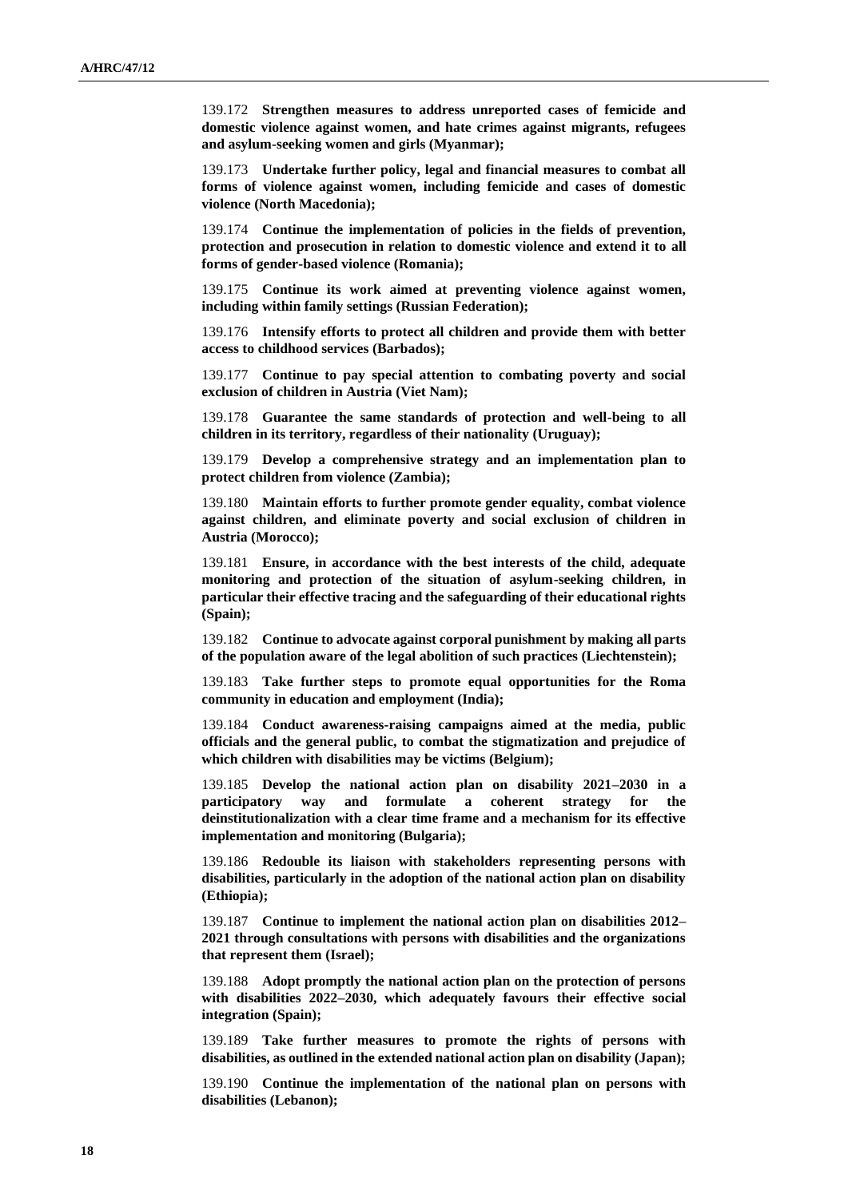139.172 **Strengthen measures to address unreported cases of femicide and domestic violence against women, and hate crimes against migrants, refugees and asylum-seeking women and girls (Myanmar);**

139.173 **Undertake further policy, legal and financial measures to combat all forms of violence against women, including femicide and cases of domestic violence (North Macedonia);**

139.174 **Continue the implementation of policies in the fields of prevention, protection and prosecution in relation to domestic violence and extend it to all forms of gender-based violence (Romania);**

139.175 **Continue its work aimed at preventing violence against women, including within family settings (Russian Federation);**

139.176 **Intensify efforts to protect all children and provide them with better access to childhood services (Barbados);**

139.177 **Continue to pay special attention to combating poverty and social exclusion of children in Austria (Viet Nam);**

139.178 **Guarantee the same standards of protection and well-being to all children in its territory, regardless of their nationality (Uruguay);**

139.179 **Develop a comprehensive strategy and an implementation plan to protect children from violence (Zambia);**

139.180 **Maintain efforts to further promote gender equality, combat violence against children, and eliminate poverty and social exclusion of children in Austria (Morocco);**

139.181 **Ensure, in accordance with the best interests of the child, adequate monitoring and protection of the situation of asylum-seeking children, in particular their effective tracing and the safeguarding of their educational rights (Spain);**

139.182 **Continue to advocate against corporal punishment by making all parts of the population aware of the legal abolition of such practices (Liechtenstein);**

139.183 **Take further steps to promote equal opportunities for the Roma community in education and employment (India);**

139.184 **Conduct awareness-raising campaigns aimed at the media, public officials and the general public, to combat the stigmatization and prejudice of which children with disabilities may be victims (Belgium);**

139.185 **Develop the national action plan on disability 2021–2030 in a participatory way and formulate a coherent strategy for the deinstitutionalization with a clear time frame and a mechanism for its effective implementation and monitoring (Bulgaria);**

139.186 **Redouble its liaison with stakeholders representing persons with disabilities, particularly in the adoption of the national action plan on disability (Ethiopia);**

139.187 **Continue to implement the national action plan on disabilities 2012–2021 through consultations with persons with disabilities and the organizations that represent them (Israel);**

139.188 **Adopt promptly the national action plan on the protection of persons with disabilities 2022–2030, which adequately favours their effective social integration (Spain);**

139.189 **Take further measures to promote the rights of persons with disabilities, as outlined in the extended national action plan on disability (Japan);**

139.190 **Continue the implementation of the national plan on persons with disabilities (Lebanon);**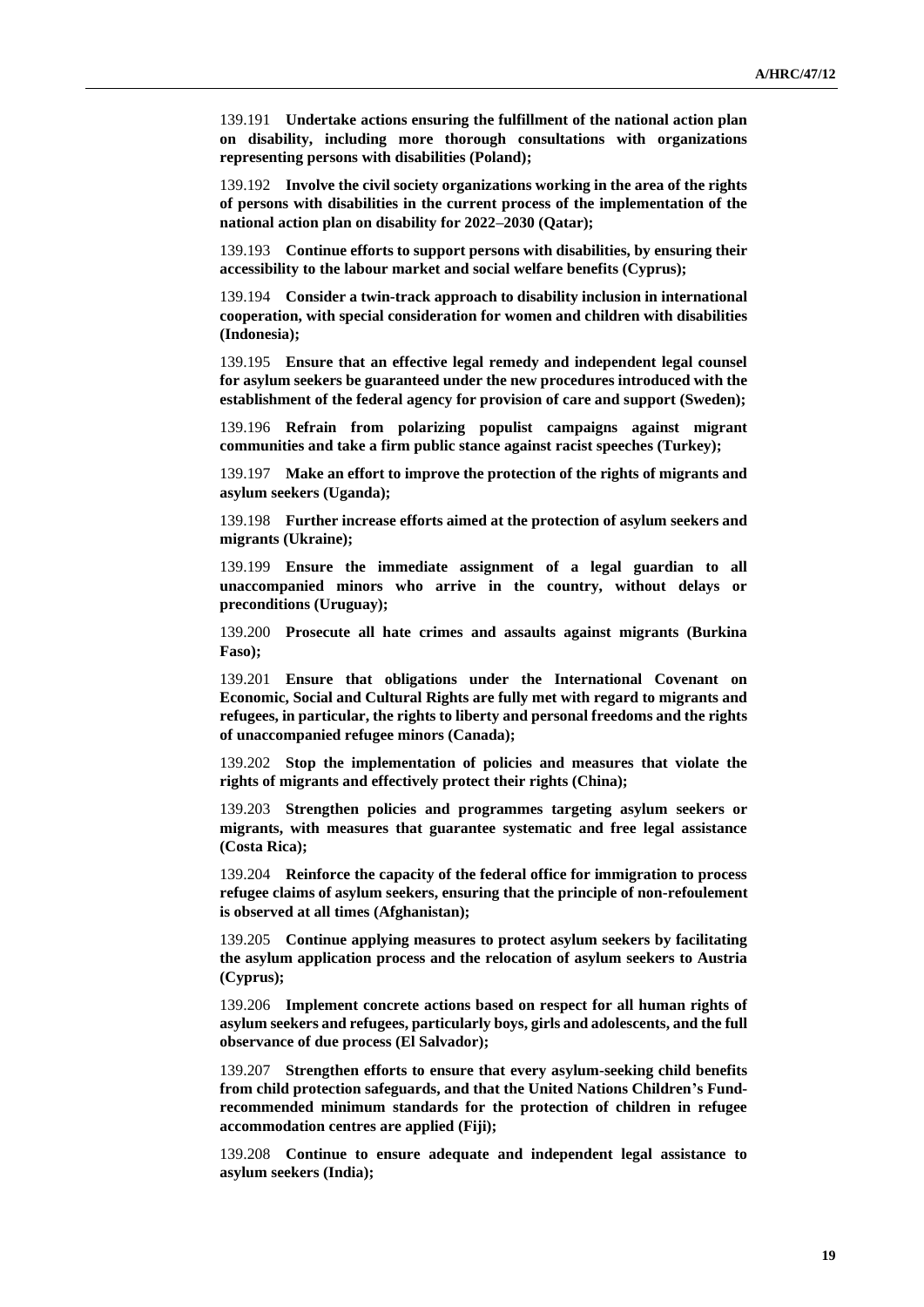139.191 **Undertake actions ensuring the fulfillment of the national action plan on disability, including more thorough consultations with organizations representing persons with disabilities (Poland);**

139.192 **Involve the civil society organizations working in the area of the rights of persons with disabilities in the current process of the implementation of the national action plan on disability for 2022–2030 (Qatar);**

139.193 **Continue efforts to support persons with disabilities, by ensuring their accessibility to the labour market and social welfare benefits (Cyprus);**

139.194 **Consider a twin-track approach to disability inclusion in international cooperation, with special consideration for women and children with disabilities (Indonesia);**

139.195 **Ensure that an effective legal remedy and independent legal counsel for asylum seekers be guaranteed under the new procedures introduced with the establishment of the federal agency for provision of care and support (Sweden);**

139.196 **Refrain from polarizing populist campaigns against migrant communities and take a firm public stance against racist speeches (Turkey);**

139.197 **Make an effort to improve the protection of the rights of migrants and asylum seekers (Uganda);**

139.198 **Further increase efforts aimed at the protection of asylum seekers and migrants (Ukraine);**

139.199 **Ensure the immediate assignment of a legal guardian to all unaccompanied minors who arrive in the country, without delays or preconditions (Uruguay);**

139.200 **Prosecute all hate crimes and assaults against migrants (Burkina Faso);**

139.201 **Ensure that obligations under the International Covenant on Economic, Social and Cultural Rights are fully met with regard to migrants and refugees, in particular, the rights to liberty and personal freedoms and the rights of unaccompanied refugee minors (Canada);**

139.202 **Stop the implementation of policies and measures that violate the rights of migrants and effectively protect their rights (China);**

139.203 **Strengthen policies and programmes targeting asylum seekers or migrants, with measures that guarantee systematic and free legal assistance (Costa Rica);**

139.204 **Reinforce the capacity of the federal office for immigration to process refugee claims of asylum seekers, ensuring that the principle of non-refoulement is observed at all times (Afghanistan);**

139.205 **Continue applying measures to protect asylum seekers by facilitating the asylum application process and the relocation of asylum seekers to Austria (Cyprus);**

139.206 **Implement concrete actions based on respect for all human rights of asylum seekers and refugees, particularly boys, girls and adolescents, and the full observance of due process (El Salvador);**

139.207 **Strengthen efforts to ensure that every asylum-seeking child benefits from child protection safeguards, and that the United Nations Children's Fund-recommended minimum standards for the protection of children in refugee accommodation centres are applied (Fiji);**

139.208 **Continue to ensure adequate and independent legal assistance to asylum seekers (India);**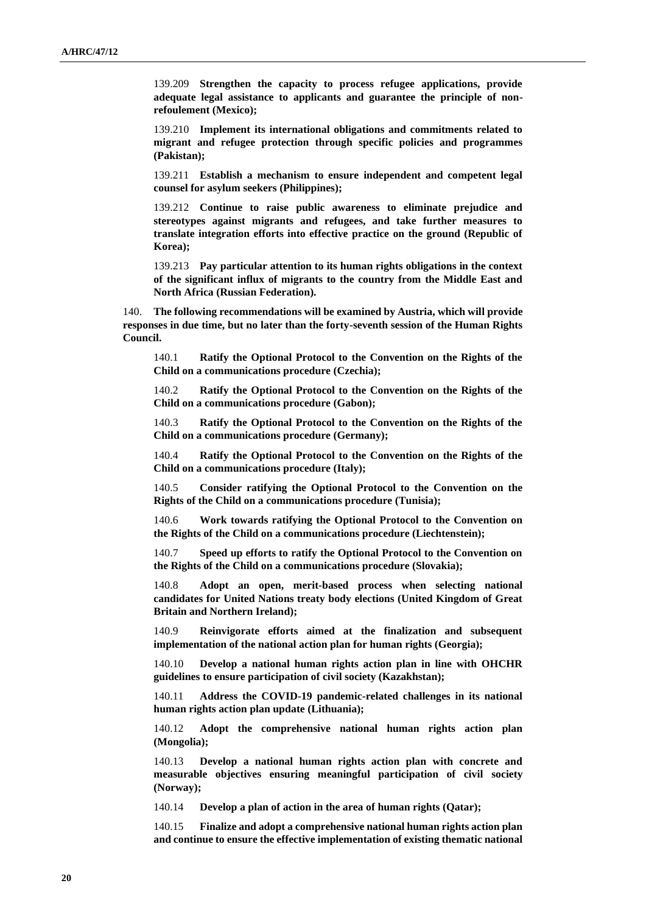139.209 **Strengthen the capacity to process refugee applications, provide adequate legal assistance to applicants and guarantee the principle of non-refoulement (Mexico);**

139.210 **Implement its international obligations and commitments related to migrant and refugee protection through specific policies and programmes (Pakistan);**

139.211 **Establish a mechanism to ensure independent and competent legal counsel for asylum seekers (Philippines);**

139.212 **Continue to raise public awareness to eliminate prejudice and stereotypes against migrants and refugees, and take further measures to translate integration efforts into effective practice on the ground (Republic of Korea);**

139.213 **Pay particular attention to its human rights obligations in the context of the significant influx of migrants to the country from the Middle East and North Africa (Russian Federation).**

140. **The following recommendations will be examined by Austria, which will provide responses in due time, but no later than the forty-seventh session of the Human Rights Council.**

140.1 **Ratify the Optional Protocol to the Convention on the Rights of the Child on a communications procedure (Czechia);**

140.2 **Ratify the Optional Protocol to the Convention on the Rights of the Child on a communications procedure (Gabon);**

140.3 **Ratify the Optional Protocol to the Convention on the Rights of the Child on a communications procedure (Germany);**

140.4 **Ratify the Optional Protocol to the Convention on the Rights of the Child on a communications procedure (Italy);**

140.5 **Consider ratifying the Optional Protocol to the Convention on the Rights of the Child on a communications procedure (Tunisia);**

140.6 **Work towards ratifying the Optional Protocol to the Convention on the Rights of the Child on a communications procedure (Liechtenstein);**

140.7 **Speed up efforts to ratify the Optional Protocol to the Convention on the Rights of the Child on a communications procedure (Slovakia);**

140.8 **Adopt an open, merit-based process when selecting national candidates for United Nations treaty body elections (United Kingdom of Great Britain and Northern Ireland);**

140.9 **Reinvigorate efforts aimed at the finalization and subsequent implementation of the national action plan for human rights (Georgia);**

140.10 **Develop a national human rights action plan in line with OHCHR guidelines to ensure participation of civil society (Kazakhstan);**

140.11 **Address the COVID-19 pandemic-related challenges in its national human rights action plan update (Lithuania);**

140.12 **Adopt the comprehensive national human rights action plan (Mongolia);**

140.13 **Develop a national human rights action plan with concrete and measurable objectives ensuring meaningful participation of civil society (Norway);**

140.14 **Develop a plan of action in the area of human rights (Qatar);**

140.15 **Finalize and adopt a comprehensive national human rights action plan and continue to ensure the effective implementation of existing thematic national**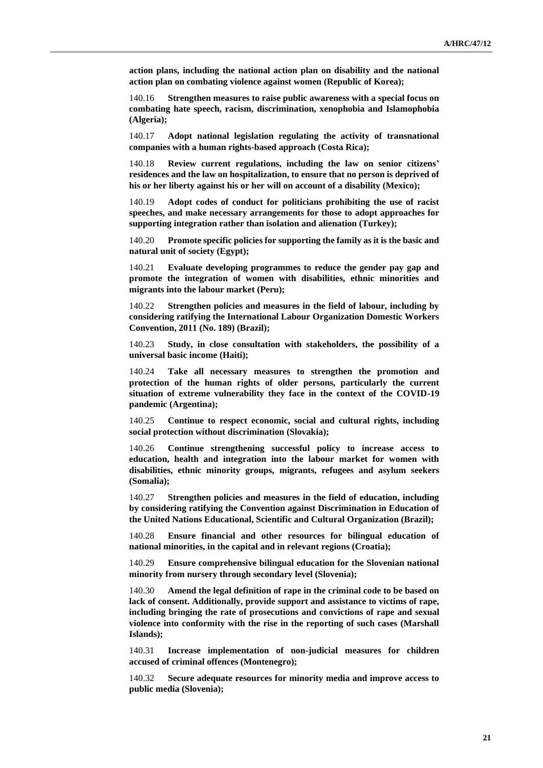**action plans, including the national action plan on disability and the national action plan on combating violence against women (Republic of Korea);**

140.16 **Strengthen measures to raise public awareness with a special focus on combating hate speech, racism, discrimination, xenophobia and Islamophobia (Algeria);**

140.17 **Adopt national legislation regulating the activity of transnational companies with a human rights-based approach (Costa Rica);**

140.18 **Review current regulations, including the law on senior citizens' residences and the law on hospitalization, to ensure that no person is deprived of his or her liberty against his or her will on account of a disability (Mexico);**

140.19 **Adopt codes of conduct for politicians prohibiting the use of racist speeches, and make necessary arrangements for those to adopt approaches for supporting integration rather than isolation and alienation (Turkey);**

140.20 **Promote specific policies for supporting the family as it is the basic and natural unit of society (Egypt);**

140.21 **Evaluate developing programmes to reduce the gender pay gap and promote the integration of women with disabilities, ethnic minorities and migrants into the labour market (Peru);**

140.22 **Strengthen policies and measures in the field of labour, including by considering ratifying the International Labour Organization Domestic Workers Convention, 2011 (No. 189) (Brazil);**

140.23 **Study, in close consultation with stakeholders, the possibility of a universal basic income (Haiti);**

140.24 **Take all necessary measures to strengthen the promotion and protection of the human rights of older persons, particularly the current situation of extreme vulnerability they face in the context of the COVID-19 pandemic (Argentina);**

140.25 **Continue to respect economic, social and cultural rights, including social protection without discrimination (Slovakia);**

140.26 **Continue strengthening successful policy to increase access to education, health and integration into the labour market for women with disabilities, ethnic minority groups, migrants, refugees and asylum seekers (Somalia);**

140.27 **Strengthen policies and measures in the field of education, including by considering ratifying the Convention against Discrimination in Education of the United Nations Educational, Scientific and Cultural Organization (Brazil);**

140.28 **Ensure financial and other resources for bilingual education of national minorities, in the capital and in relevant regions (Croatia);**

140.29 **Ensure comprehensive bilingual education for the Slovenian national minority from nursery through secondary level (Slovenia);**

140.30 **Amend the legal definition of rape in the criminal code to be based on lack of consent. Additionally, provide support and assistance to victims of rape, including bringing the rate of prosecutions and convictions of rape and sexual violence into conformity with the rise in the reporting of such cases (Marshall Islands);**

140.31 **Increase implementation of non-judicial measures for children accused of criminal offences (Montenegro);**

140.32 **Secure adequate resources for minority media and improve access to public media (Slovenia);**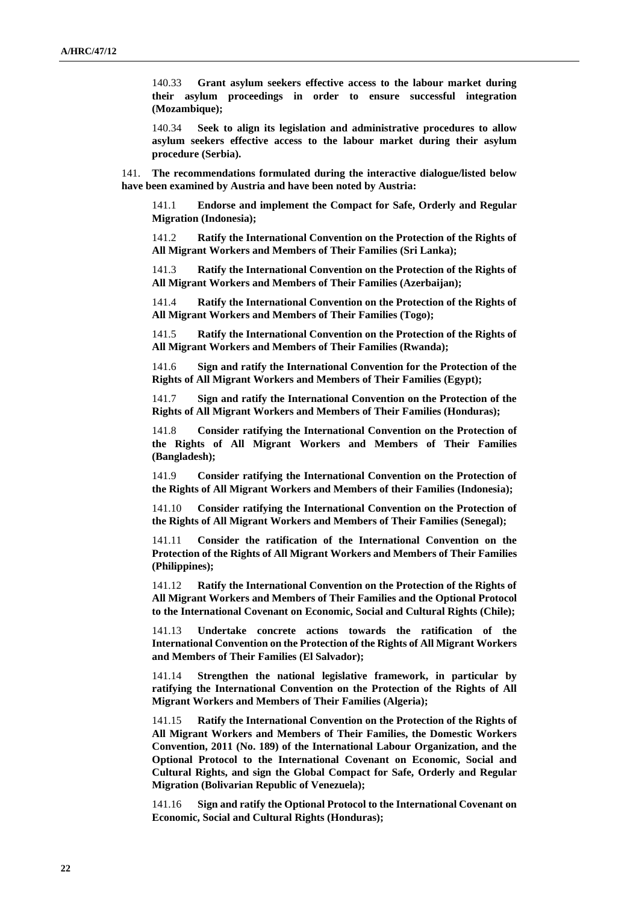140.33 **Grant asylum seekers effective access to the labour market during their asylum proceedings in order to ensure successful integration (Mozambique);**

140.34 **Seek to align its legislation and administrative procedures to allow asylum seekers effective access to the labour market during their asylum procedure (Serbia).**

141. **The recommendations formulated during the interactive dialogue/listed below have been examined by Austria and have been noted by Austria:**

141.1 **Endorse and implement the Compact for Safe, Orderly and Regular Migration (Indonesia);**

141.2 **Ratify the International Convention on the Protection of the Rights of All Migrant Workers and Members of Their Families (Sri Lanka);**

141.3 **Ratify the International Convention on the Protection of the Rights of All Migrant Workers and Members of Their Families (Azerbaijan);**

141.4 **Ratify the International Convention on the Protection of the Rights of All Migrant Workers and Members of Their Families (Togo);**

141.5 **Ratify the International Convention on the Protection of the Rights of All Migrant Workers and Members of Their Families (Rwanda);**

141.6 **Sign and ratify the International Convention for the Protection of the Rights of All Migrant Workers and Members of Their Families (Egypt);**

141.7 **Sign and ratify the International Convention on the Protection of the Rights of All Migrant Workers and Members of Their Families (Honduras);**

141.8 **Consider ratifying the International Convention on the Protection of the Rights of All Migrant Workers and Members of Their Families (Bangladesh);**

141.9 **Consider ratifying the International Convention on the Protection of the Rights of All Migrant Workers and Members of their Families (Indonesia);**

141.10 **Consider ratifying the International Convention on the Protection of the Rights of All Migrant Workers and Members of Their Families (Senegal);**

141.11 **Consider the ratification of the International Convention on the Protection of the Rights of All Migrant Workers and Members of Their Families (Philippines);**

141.12 **Ratify the International Convention on the Protection of the Rights of All Migrant Workers and Members of Their Families and the Optional Protocol to the International Covenant on Economic, Social and Cultural Rights (Chile);**

141.13 **Undertake concrete actions towards the ratification of the International Convention on the Protection of the Rights of All Migrant Workers and Members of Their Families (El Salvador);**

141.14 **Strengthen the national legislative framework, in particular by ratifying the International Convention on the Protection of the Rights of All Migrant Workers and Members of Their Families (Algeria);**

141.15 **Ratify the International Convention on the Protection of the Rights of All Migrant Workers and Members of Their Families, the Domestic Workers Convention, 2011 (No. 189) of the International Labour Organization, and the Optional Protocol to the International Covenant on Economic, Social and Cultural Rights, and sign the Global Compact for Safe, Orderly and Regular Migration (Bolivarian Republic of Venezuela);**

141.16 **Sign and ratify the Optional Protocol to the International Covenant on Economic, Social and Cultural Rights (Honduras);**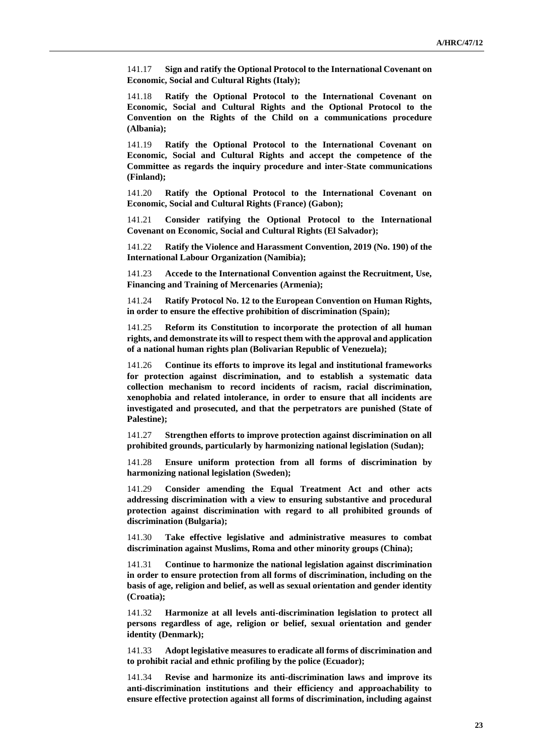141.17 **Sign and ratify the Optional Protocol to the International Covenant on Economic, Social and Cultural Rights (Italy);**

141.18 **Ratify the Optional Protocol to the International Covenant on Economic, Social and Cultural Rights and the Optional Protocol to the Convention on the Rights of the Child on a communications procedure (Albania);**

141.19 **Ratify the Optional Protocol to the International Covenant on Economic, Social and Cultural Rights and accept the competence of the Committee as regards the inquiry procedure and inter-State communications (Finland);**

141.20 **Ratify the Optional Protocol to the International Covenant on Economic, Social and Cultural Rights (France) (Gabon);**

141.21 **Consider ratifying the Optional Protocol to the International Covenant on Economic, Social and Cultural Rights (El Salvador);**

141.22 **Ratify the Violence and Harassment Convention, 2019 (No. 190) of the International Labour Organization (Namibia);**

141.23 **Accede to the International Convention against the Recruitment, Use, Financing and Training of Mercenaries (Armenia);**

141.24 **Ratify Protocol No. 12 to the European Convention on Human Rights, in order to ensure the effective prohibition of discrimination (Spain);**

141.25 **Reform its Constitution to incorporate the protection of all human rights, and demonstrate its will to respect them with the approval and application of a national human rights plan (Bolivarian Republic of Venezuela);**

141.26 **Continue its efforts to improve its legal and institutional frameworks for protection against discrimination, and to establish a systematic data collection mechanism to record incidents of racism, racial discrimination, xenophobia and related intolerance, in order to ensure that all incidents are investigated and prosecuted, and that the perpetrators are punished (State of Palestine);**

141.27 **Strengthen efforts to improve protection against discrimination on all prohibited grounds, particularly by harmonizing national legislation (Sudan);**

141.28 **Ensure uniform protection from all forms of discrimination by harmonizing national legislation (Sweden);**

141.29 **Consider amending the Equal Treatment Act and other acts addressing discrimination with a view to ensuring substantive and procedural protection against discrimination with regard to all prohibited grounds of discrimination (Bulgaria);**

141.30 **Take effective legislative and administrative measures to combat discrimination against Muslims, Roma and other minority groups (China);**

141.31 **Continue to harmonize the national legislation against discrimination in order to ensure protection from all forms of discrimination, including on the basis of age, religion and belief, as well as sexual orientation and gender identity (Croatia);**

141.32 **Harmonize at all levels anti-discrimination legislation to protect all persons regardless of age, religion or belief, sexual orientation and gender identity (Denmark);**

141.33 **Adopt legislative measures to eradicate all forms of discrimination and to prohibit racial and ethnic profiling by the police (Ecuador);**

141.34 **Revise and harmonize its anti-discrimination laws and improve its anti-discrimination institutions and their efficiency and approachability to ensure effective protection against all forms of discrimination, including against**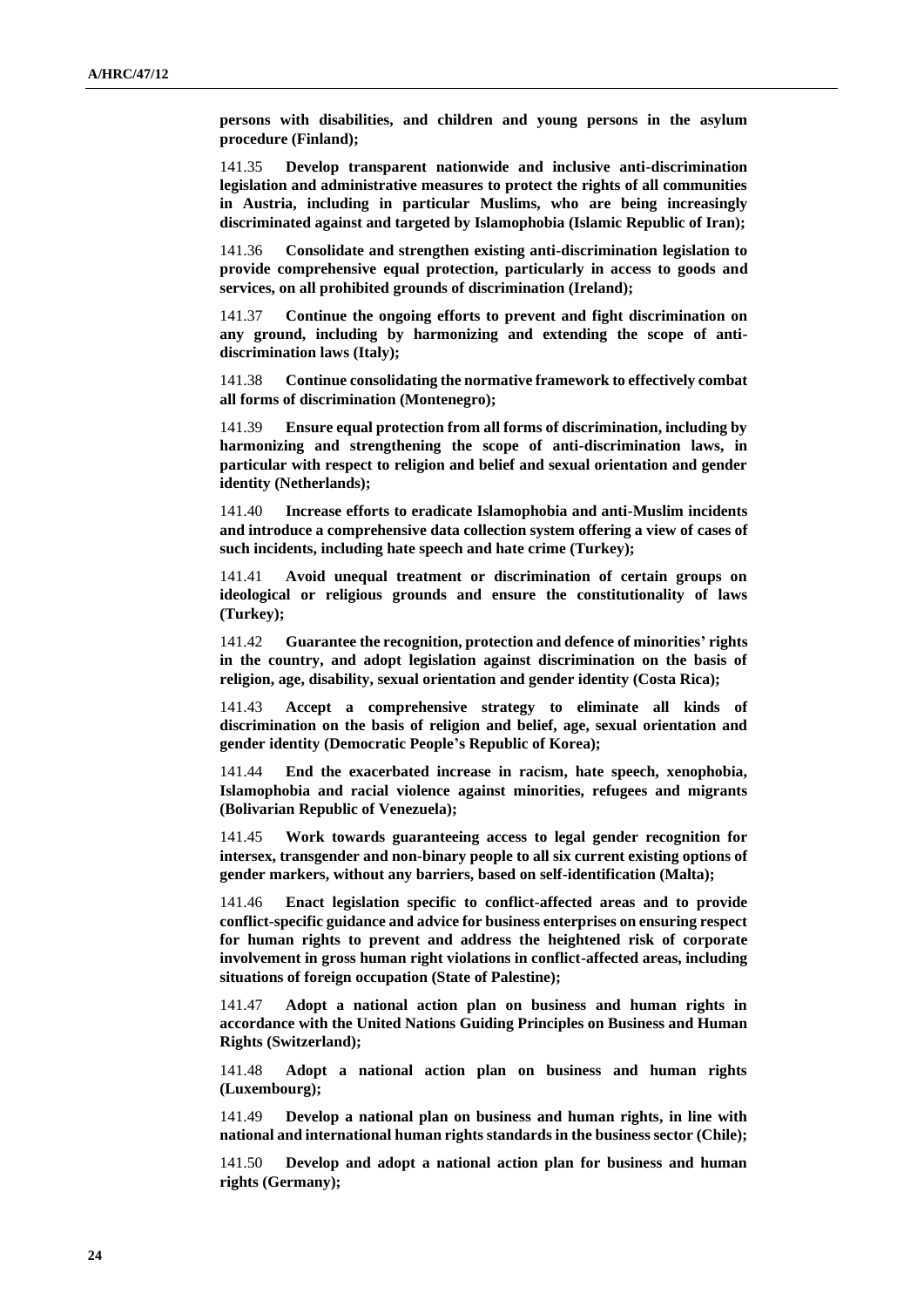**persons with disabilities, and children and young persons in the asylum procedure (Finland);**

141.35 **Develop transparent nationwide and inclusive anti-discrimination legislation and administrative measures to protect the rights of all communities in Austria, including in particular Muslims, who are being increasingly discriminated against and targeted by Islamophobia (Islamic Republic of Iran);**

141.36 **Consolidate and strengthen existing anti-discrimination legislation to provide comprehensive equal protection, particularly in access to goods and services, on all prohibited grounds of discrimination (Ireland);**

141.37 **Continue the ongoing efforts to prevent and fight discrimination on any ground, including by harmonizing and extending the scope of anti-discrimination laws (Italy);**

141.38 **Continue consolidating the normative framework to effectively combat all forms of discrimination (Montenegro);**

141.39 **Ensure equal protection from all forms of discrimination, including by harmonizing and strengthening the scope of anti-discrimination laws, in particular with respect to religion and belief and sexual orientation and gender identity (Netherlands);**

141.40 **Increase efforts to eradicate Islamophobia and anti-Muslim incidents and introduce a comprehensive data collection system offering a view of cases of such incidents, including hate speech and hate crime (Turkey);**

141.41 **Avoid unequal treatment or discrimination of certain groups on ideological or religious grounds and ensure the constitutionality of laws (Turkey);**

141.42 **Guarantee the recognition, protection and defence of minorities' rights in the country, and adopt legislation against discrimination on the basis of religion, age, disability, sexual orientation and gender identity (Costa Rica);**

141.43 **Accept a comprehensive strategy to eliminate all kinds of discrimination on the basis of religion and belief, age, sexual orientation and gender identity (Democratic People's Republic of Korea);**

141.44 **End the exacerbated increase in racism, hate speech, xenophobia, Islamophobia and racial violence against minorities, refugees and migrants (Bolivarian Republic of Venezuela);**

141.45 **Work towards guaranteeing access to legal gender recognition for intersex, transgender and non-binary people to all six current existing options of gender markers, without any barriers, based on self-identification (Malta);**

141.46 **Enact legislation specific to conflict-affected areas and to provide conflict-specific guidance and advice for business enterprises on ensuring respect for human rights to prevent and address the heightened risk of corporate involvement in gross human right violations in conflict-affected areas, including situations of foreign occupation (State of Palestine);**

141.47 **Adopt a national action plan on business and human rights in accordance with the United Nations Guiding Principles on Business and Human Rights (Switzerland);**

141.48 **Adopt a national action plan on business and human rights (Luxembourg);**

141.49 **Develop a national plan on business and human rights, in line with national and international human rights standards in the business sector (Chile);**

141.50 **Develop and adopt a national action plan for business and human rights (Germany);**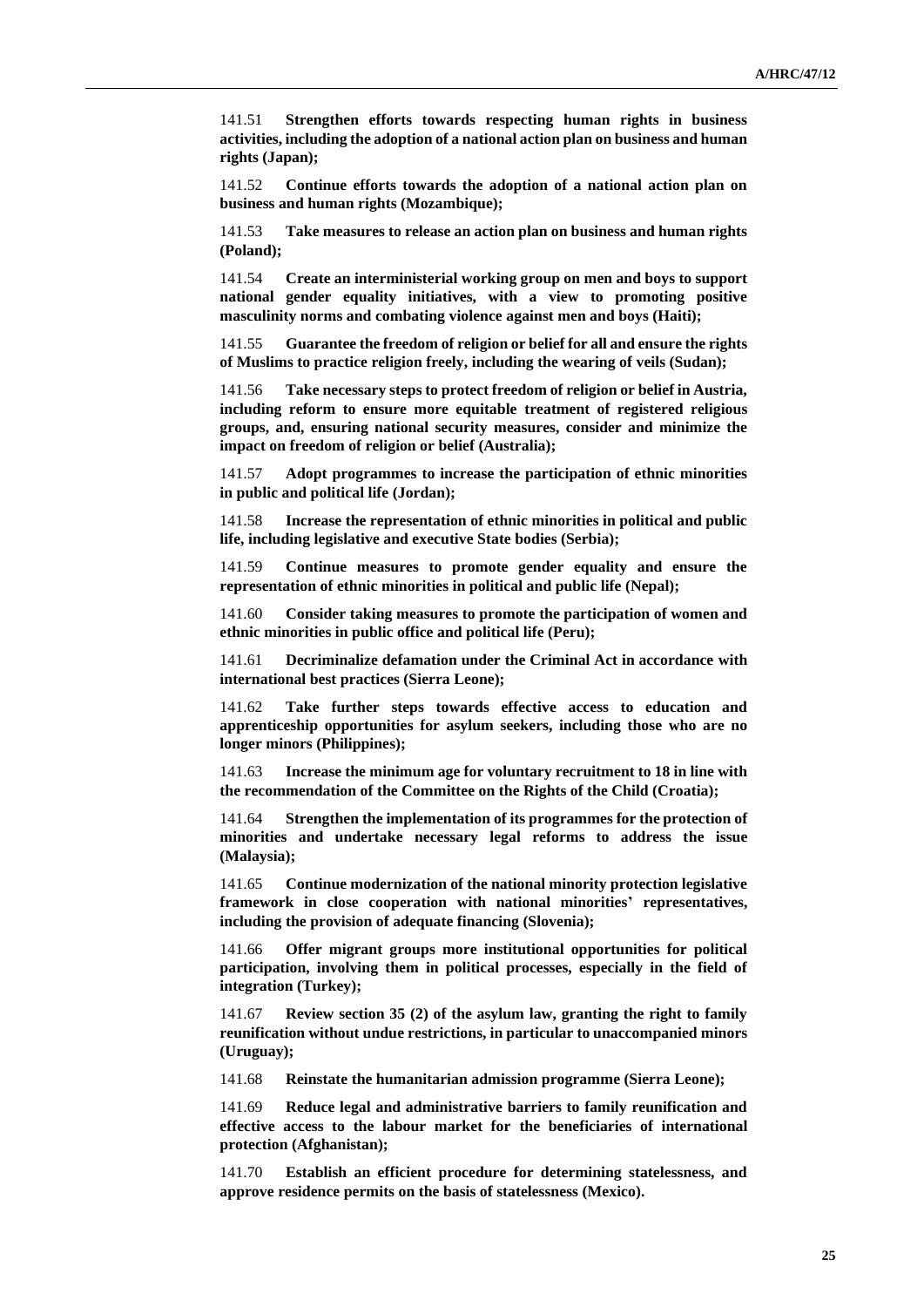141.51 **Strengthen efforts towards respecting human rights in business activities, including the adoption of a national action plan on business and human rights (Japan);**

141.52 **Continue efforts towards the adoption of a national action plan on business and human rights (Mozambique);**

141.53 **Take measures to release an action plan on business and human rights (Poland);**

141.54 **Create an interministerial working group on men and boys to support national gender equality initiatives, with a view to promoting positive masculinity norms and combating violence against men and boys (Haiti);**

141.55 **Guarantee the freedom of religion or belief for all and ensure the rights of Muslims to practice religion freely, including the wearing of veils (Sudan);**

141.56 **Take necessary steps to protect freedom of religion or belief in Austria, including reform to ensure more equitable treatment of registered religious groups, and, ensuring national security measures, consider and minimize the impact on freedom of religion or belief (Australia);**

141.57 **Adopt programmes to increase the participation of ethnic minorities in public and political life (Jordan);**

141.58 **Increase the representation of ethnic minorities in political and public life, including legislative and executive State bodies (Serbia);**

141.59 **Continue measures to promote gender equality and ensure the representation of ethnic minorities in political and public life (Nepal);**

141.60 **Consider taking measures to promote the participation of women and ethnic minorities in public office and political life (Peru);**

141.61 **Decriminalize defamation under the Criminal Act in accordance with international best practices (Sierra Leone);**

141.62 **Take further steps towards effective access to education and apprenticeship opportunities for asylum seekers, including those who are no longer minors (Philippines);**

141.63 **Increase the minimum age for voluntary recruitment to 18 in line with the recommendation of the Committee on the Rights of the Child (Croatia);**

141.64 **Strengthen the implementation of its programmes for the protection of minorities and undertake necessary legal reforms to address the issue (Malaysia);**

141.65 **Continue modernization of the national minority protection legislative framework in close cooperation with national minorities' representatives, including the provision of adequate financing (Slovenia);**

141.66 **Offer migrant groups more institutional opportunities for political participation, involving them in political processes, especially in the field of integration (Turkey);**

141.67 **Review section 35 (2) of the asylum law, granting the right to family reunification without undue restrictions, in particular to unaccompanied minors (Uruguay);**

141.68 **Reinstate the humanitarian admission programme (Sierra Leone);**

141.69 **Reduce legal and administrative barriers to family reunification and effective access to the labour market for the beneficiaries of international protection (Afghanistan);**

141.70 **Establish an efficient procedure for determining statelessness, and approve residence permits on the basis of statelessness (Mexico).**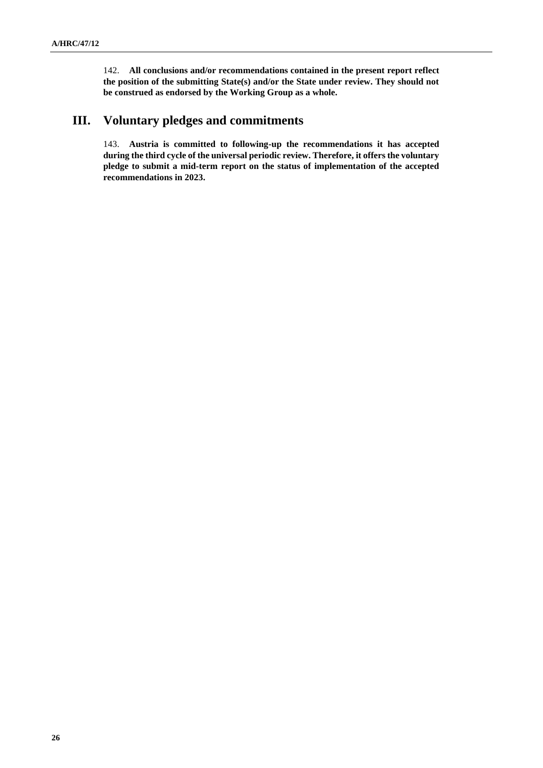142. **All conclusions and/or recommendations contained in the present report reflect the position of the submitting State(s) and/or the State under review. They should not be construed as endorsed by the Working Group as a whole.**

## III. Voluntary pledges and commitments

143. **Austria is committed to following-up the recommendations it has accepted during the third cycle of the universal periodic review. Therefore, it offers the voluntary pledge to submit a mid-term report on the status of implementation of the accepted recommendations in 2023.**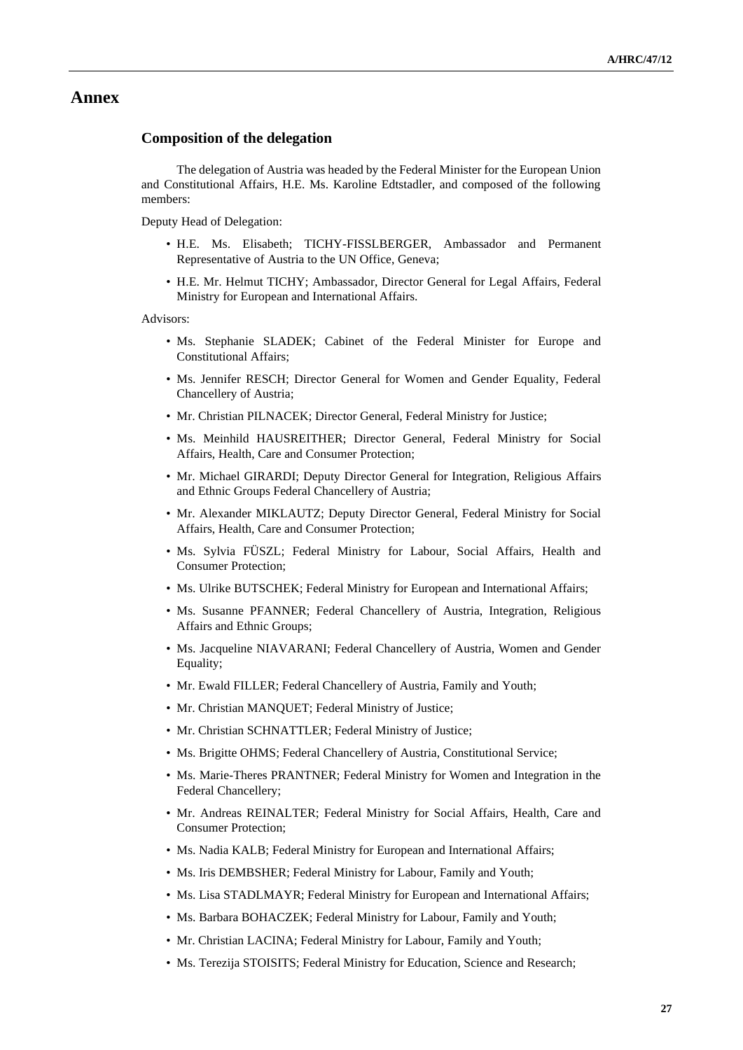# Annex

## Composition of the delegation

The delegation of Austria was headed by the Federal Minister for the European Union and Constitutional Affairs, H.E. Ms. Karoline Edtstadler, and composed of the following members:

Deputy Head of Delegation:

- H.E. Ms. Elisabeth; TICHY-FISSLBERGER, Ambassador and Permanent Representative of Austria to the UN Office, Geneva;
- H.E. Mr. Helmut TICHY; Ambassador, Director General for Legal Affairs, Federal Ministry for European and International Affairs.

Advisors:

- Ms. Stephanie SLADEK; Cabinet of the Federal Minister for Europe and Constitutional Affairs;
- Ms. Jennifer RESCH; Director General for Women and Gender Equality, Federal Chancellery of Austria;
- Mr. Christian PILNACEK; Director General, Federal Ministry for Justice;
- Ms. Meinhild HAUSREITHER; Director General, Federal Ministry for Social Affairs, Health, Care and Consumer Protection;
- Mr. Michael GIRARDI; Deputy Director General for Integration, Religious Affairs and Ethnic Groups Federal Chancellery of Austria;
- Mr. Alexander MIKLAUTZ; Deputy Director General, Federal Ministry for Social Affairs, Health, Care and Consumer Protection;
- Ms. Sylvia FÜSZL; Federal Ministry for Labour, Social Affairs, Health and Consumer Protection;
- Ms. Ulrike BUTSCHEK; Federal Ministry for European and International Affairs;
- Ms. Susanne PFANNER; Federal Chancellery of Austria, Integration, Religious Affairs and Ethnic Groups;
- Ms. Jacqueline NIAVARANI; Federal Chancellery of Austria, Women and Gender Equality;
- Mr. Ewald FILLER; Federal Chancellery of Austria, Family and Youth;
- Mr. Christian MANQUET; Federal Ministry of Justice;
- Mr. Christian SCHNATTLER; Federal Ministry of Justice;
- Ms. Brigitte OHMS; Federal Chancellery of Austria, Constitutional Service;
- Ms. Marie-Theres PRANTNER; Federal Ministry for Women and Integration in the Federal Chancellery;
- Mr. Andreas REINALTER; Federal Ministry for Social Affairs, Health, Care and Consumer Protection;
- Ms. Nadia KALB; Federal Ministry for European and International Affairs;
- Ms. Iris DEMBSHER; Federal Ministry for Labour, Family and Youth;
- Ms. Lisa STADLMAYR; Federal Ministry for European and International Affairs;
- Ms. Barbara BOHACZEK; Federal Ministry for Labour, Family and Youth;
- Mr. Christian LACINA; Federal Ministry for Labour, Family and Youth;
- Ms. Terezija STOISITS; Federal Ministry for Education, Science and Research;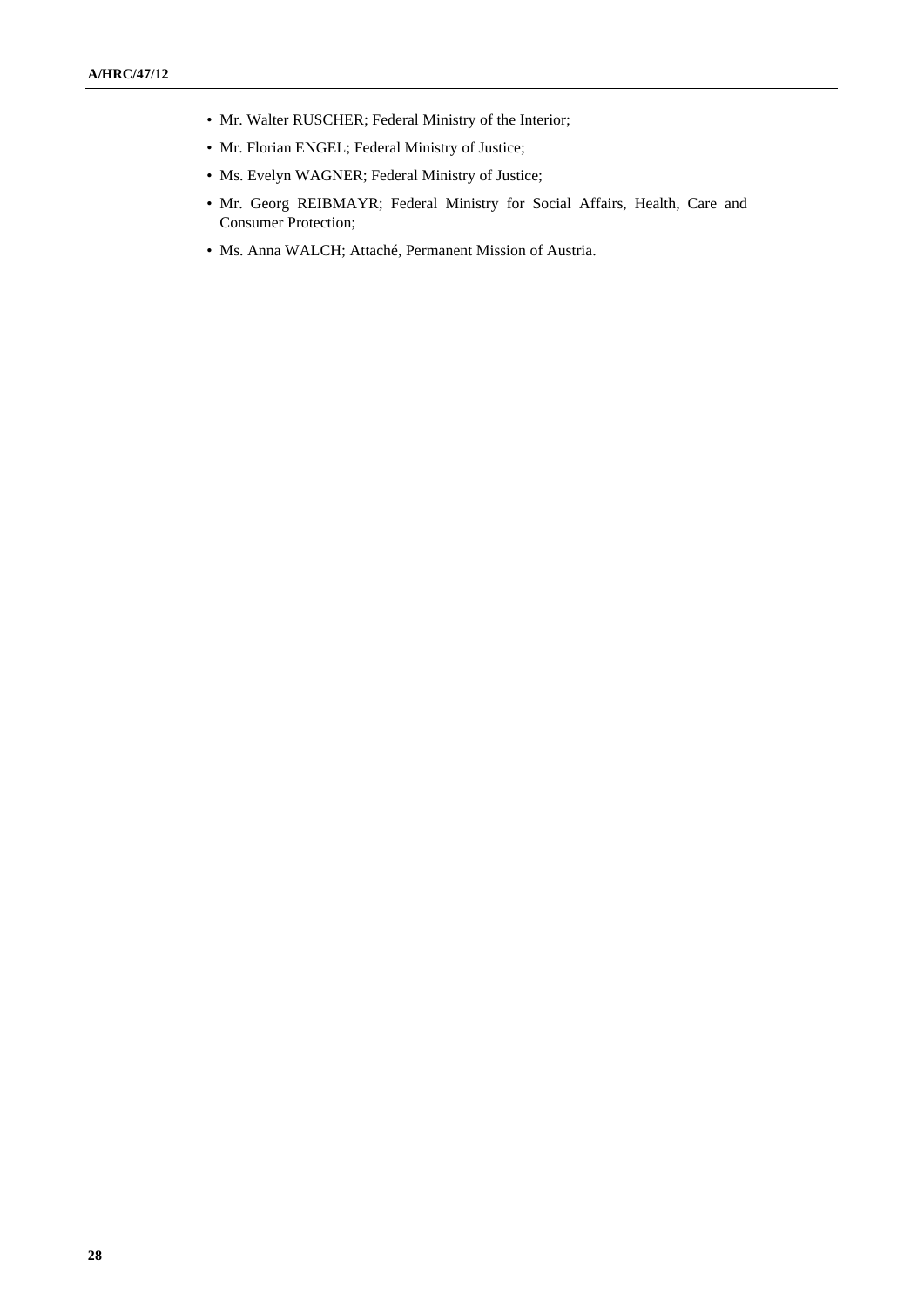- Mr. Walter RUSCHER; Federal Ministry of the Interior;
- Mr. Florian ENGEL; Federal Ministry of Justice;
- Ms. Evelyn WAGNER; Federal Ministry of Justice;
- Mr. Georg REIBMAYR; Federal Ministry for Social Affairs, Health, Care and Consumer Protection;
- Ms. Anna WALCH; Attaché, Permanent Mission of Austria.